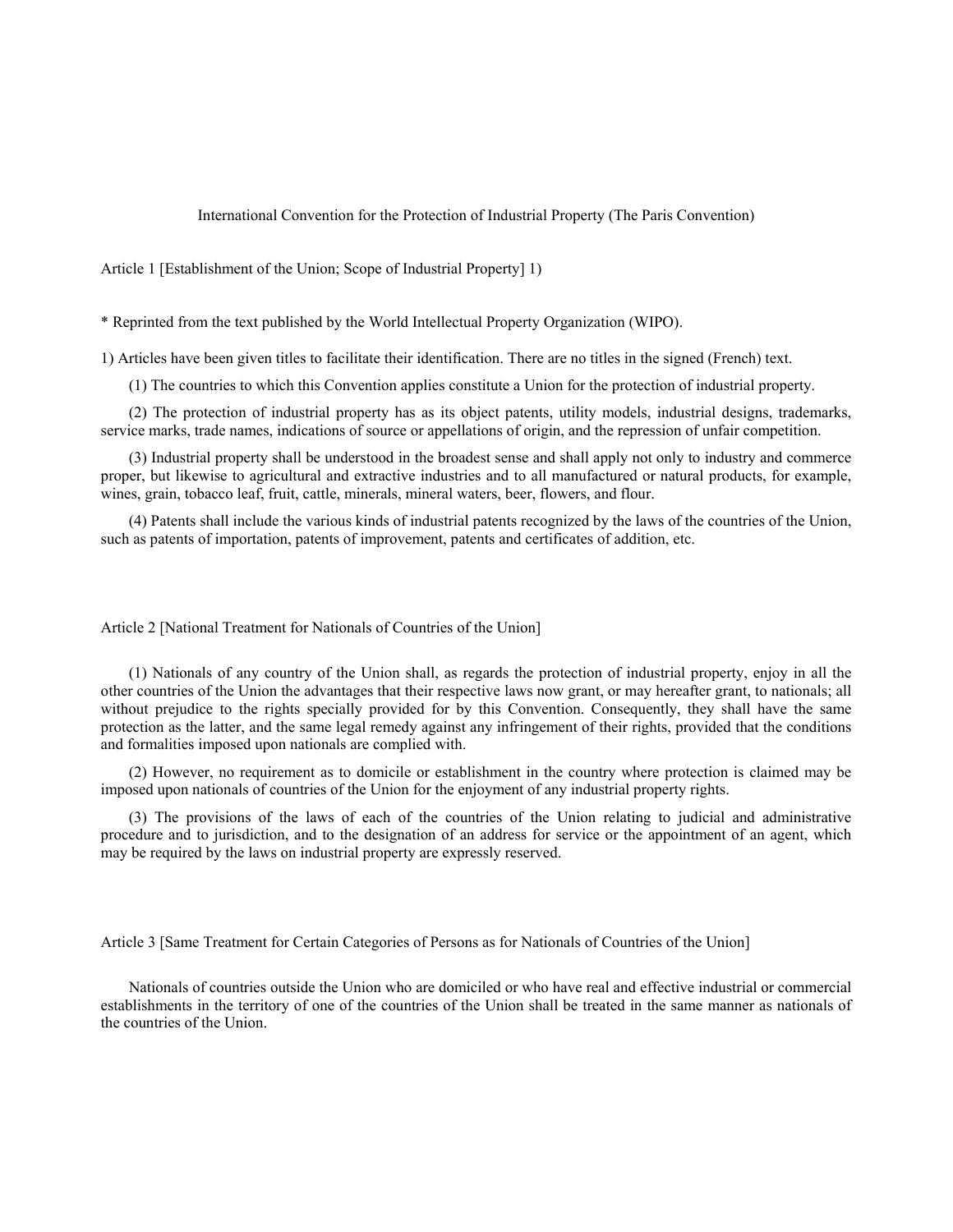# International Convention for the Protection of Industrial Property (The Paris Convention)

## Article 1 [Establishment of the Union; Scope of Industrial Property] 1)

* Reprinted from the text published by the World Intellectual Property Organization (WIPO).

1) Articles have been given titles to facilitate their identification. There are no titles in the signed (French) text.

(1) The countries to which this Convention applies constitute a Union for the protection of industrial property.

(2) The protection of industrial property has as its object patents, utility models, industrial designs, trademarks, service marks, trade names, indications of source or appellations of origin, and the repression of unfair competition.

(3) Industrial property shall be understood in the broadest sense and shall apply not only to industry and commerce proper, but likewise to agricultural and extractive industries and to all manufactured or natural products, for example, wines, grain, tobacco leaf, fruit, cattle, minerals, mineral waters, beer, flowers, and flour.

(4) Patents shall include the various kinds of industrial patents recognized by the laws of the countries of the Union, such as patents of importation, patents of improvement, patents and certificates of addition, etc.

## Article 2 [National Treatment for Nationals of Countries of the Union]

(1) Nationals of any country of the Union shall, as regards the protection of industrial property, enjoy in all the other countries of the Union the advantages that their respective laws now grant, or may hereafter grant, to nationals; all without prejudice to the rights specially provided for by this Convention. Consequently, they shall have the same protection as the latter, and the same legal remedy against any infringement of their rights, provided that the conditions and formalities imposed upon nationals are complied with.

(2) However, no requirement as to domicile or establishment in the country where protection is claimed may be imposed upon nationals of countries of the Union for the enjoyment of any industrial property rights.

(3) The provisions of the laws of each of the countries of the Union relating to judicial and administrative procedure and to jurisdiction, and to the designation of an address for service or the appointment of an agent, which may be required by the laws on industrial property are expressly reserved.

## Article 3 [Same Treatment for Certain Categories of Persons as for Nationals of Countries of the Union]

Nationals of countries outside the Union who are domiciled or who have real and effective industrial or commercial establishments in the territory of one of the countries of the Union shall be treated in the same manner as nationals of the countries of the Union.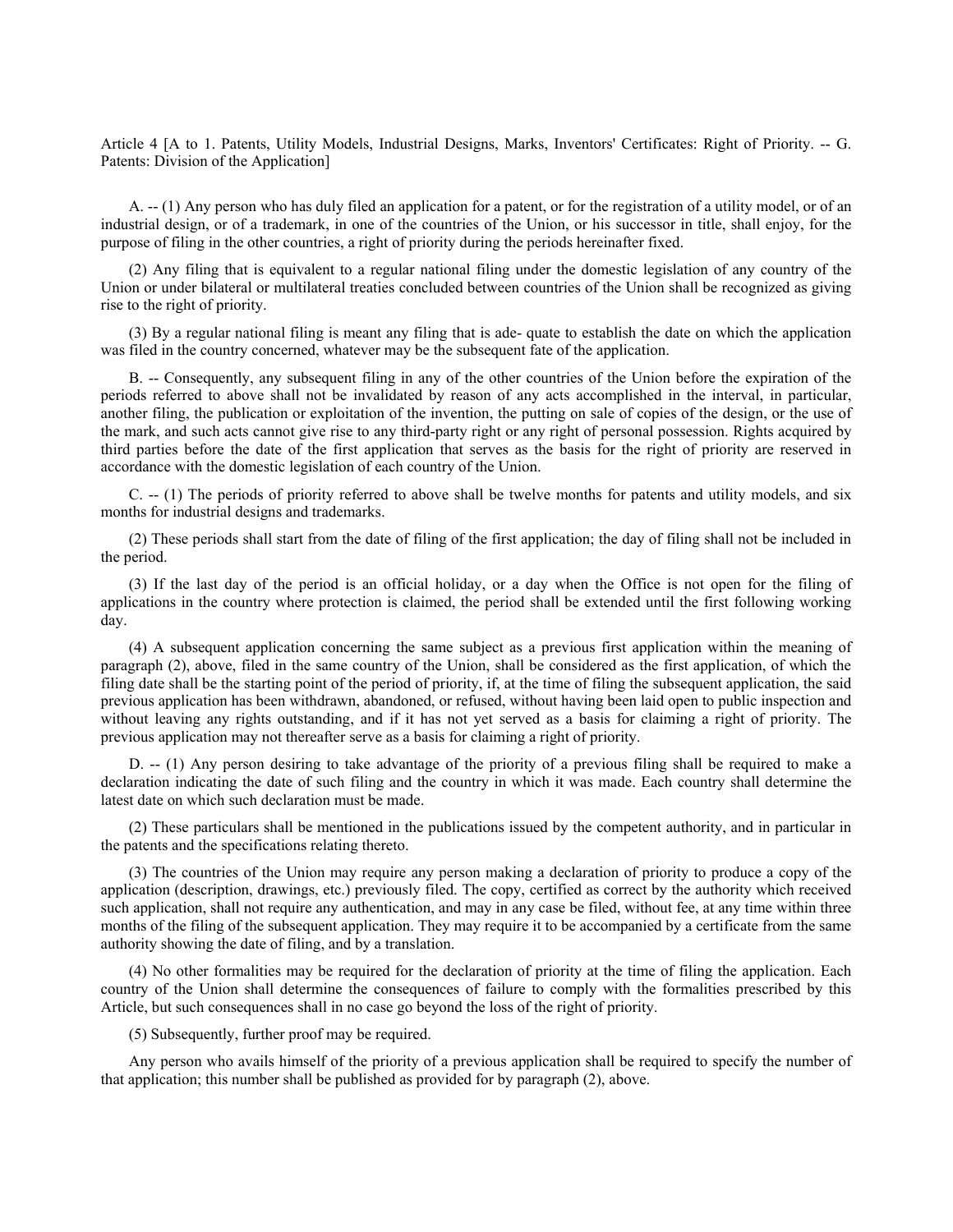Article 4 [A to 1. Patents, Utility Models, Industrial Designs, Marks, Inventors' Certificates: Right of Priority. -- G. Patents: Division of the Application]

A. -- (1) Any person who has duly filed an application for a patent, or for the registration of a utility model, or of an industrial design, or of a trademark, in one of the countries of the Union, or his successor in title, shall enjoy, for the purpose of filing in the other countries, a right of priority during the periods hereinafter fixed.

(2) Any filing that is equivalent to a regular national filing under the domestic legislation of any country of the Union or under bilateral or multilateral treaties concluded between countries of the Union shall be recognized as giving rise to the right of priority.

(3) By a regular national filing is meant any filing that is ade- quate to establish the date on which the application was filed in the country concerned, whatever may be the subsequent fate of the application.

B. -- Consequently, any subsequent filing in any of the other countries of the Union before the expiration of the periods referred to above shall not be invalidated by reason of any acts accomplished in the interval, in particular, another filing, the publication or exploitation of the invention, the putting on sale of copies of the design, or the use of the mark, and such acts cannot give rise to any third-party right or any right of personal possession. Rights acquired by third parties before the date of the first application that serves as the basis for the right of priority are reserved in accordance with the domestic legislation of each country of the Union.

C. -- (1) The periods of priority referred to above shall be twelve months for patents and utility models, and six months for industrial designs and trademarks.

(2) These periods shall start from the date of filing of the first application; the day of filing shall not be included in the period.

(3) If the last day of the period is an official holiday, or a day when the Office is not open for the filing of applications in the country where protection is claimed, the period shall be extended until the first following working day.

(4) A subsequent application concerning the same subject as a previous first application within the meaning of paragraph (2), above, filed in the same country of the Union, shall be considered as the first application, of which the filing date shall be the starting point of the period of priority, if, at the time of filing the subsequent application, the said previous application has been withdrawn, abandoned, or refused, without having been laid open to public inspection and without leaving any rights outstanding, and if it has not yet served as a basis for claiming a right of priority. The previous application may not thereafter serve as a basis for claiming a right of priority.

D. -- (1) Any person desiring to take advantage of the priority of a previous filing shall be required to make a declaration indicating the date of such filing and the country in which it was made. Each country shall determine the latest date on which such declaration must be made.

(2) These particulars shall be mentioned in the publications issued by the competent authority, and in particular in the patents and the specifications relating thereto.

(3) The countries of the Union may require any person making a declaration of priority to produce a copy of the application (description, drawings, etc.) previously filed. The copy, certified as correct by the authority which received such application, shall not require any authentication, and may in any case be filed, without fee, at any time within three months of the filing of the subsequent application. They may require it to be accompanied by a certificate from the same authority showing the date of filing, and by a translation.

(4) No other formalities may be required for the declaration of priority at the time of filing the application. Each country of the Union shall determine the consequences of failure to comply with the formalities prescribed by this Article, but such consequences shall in no case go beyond the loss of the right of priority.

(5) Subsequently, further proof may be required.

Any person who avails himself of the priority of a previous application shall be required to specify the number of that application; this number shall be published as provided for by paragraph (2), above.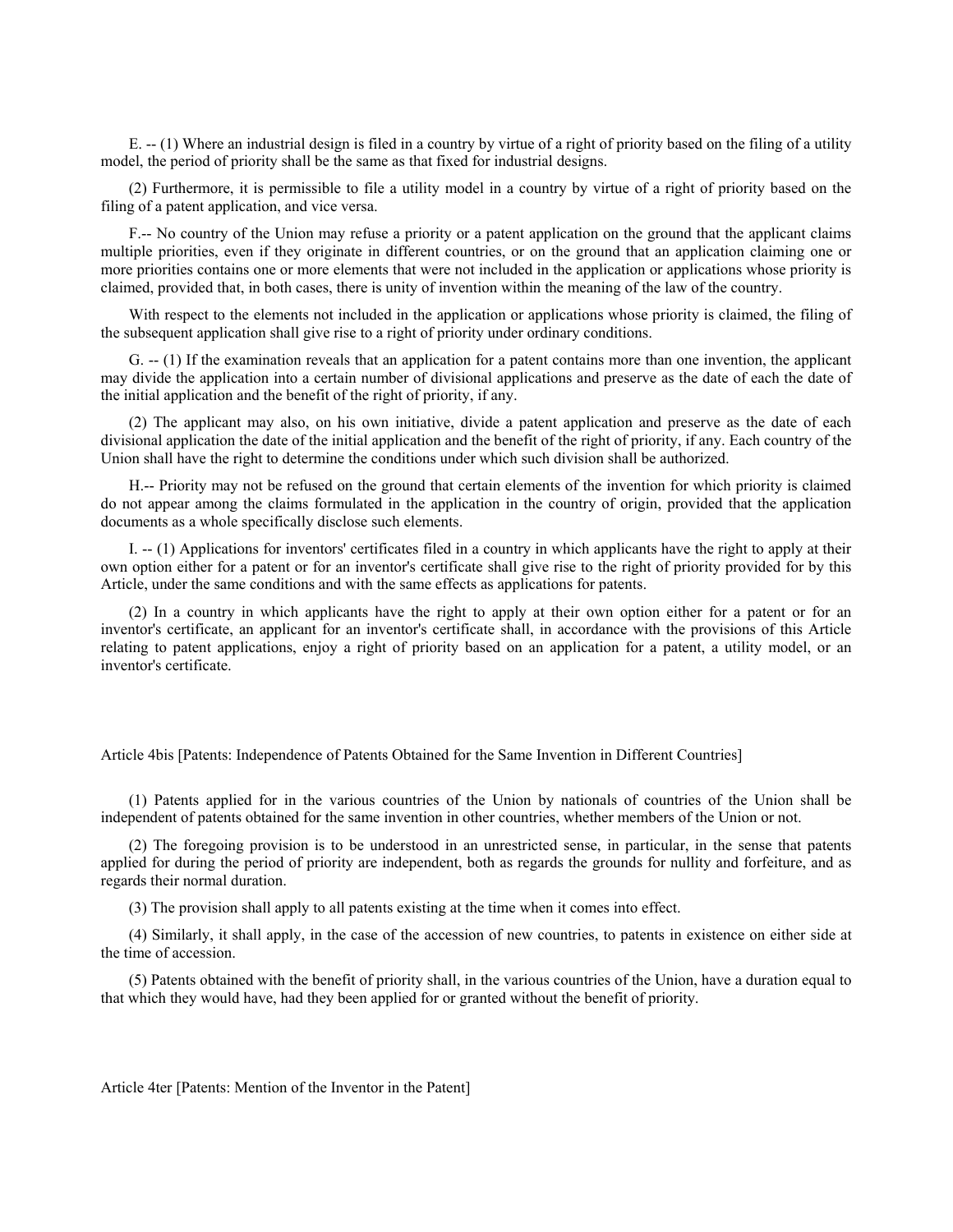E. -- (1) Where an industrial design is filed in a country by virtue of a right of priority based on the filing of a utility model, the period of priority shall be the same as that fixed for industrial designs.

(2) Furthermore, it is permissible to file a utility model in a country by virtue of a right of priority based on the filing of a patent application, and vice versa.

F.-- No country of the Union may refuse a priority or a patent application on the ground that the applicant claims multiple priorities, even if they originate in different countries, or on the ground that an application claiming one or more priorities contains one or more elements that were not included in the application or applications whose priority is claimed, provided that, in both cases, there is unity of invention within the meaning of the law of the country.

With respect to the elements not included in the application or applications whose priority is claimed, the filing of the subsequent application shall give rise to a right of priority under ordinary conditions.

G. -- (1) If the examination reveals that an application for a patent contains more than one invention, the applicant may divide the application into a certain number of divisional applications and preserve as the date of each the date of the initial application and the benefit of the right of priority, if any.

(2) The applicant may also, on his own initiative, divide a patent application and preserve as the date of each divisional application the date of the initial application and the benefit of the right of priority, if any. Each country of the Union shall have the right to determine the conditions under which such division shall be authorized.

H.-- Priority may not be refused on the ground that certain elements of the invention for which priority is claimed do not appear among the claims formulated in the application in the country of origin, provided that the application documents as a whole specifically disclose such elements.

I. -- (1) Applications for inventors' certificates filed in a country in which applicants have the right to apply at their own option either for a patent or for an inventor's certificate shall give rise to the right of priority provided for by this Article, under the same conditions and with the same effects as applications for patents.

(2) In a country in which applicants have the right to apply at their own option either for a patent or for an inventor's certificate, an applicant for an inventor's certificate shall, in accordance with the provisions of this Article relating to patent applications, enjoy a right of priority based on an application for a patent, a utility model, or an inventor's certificate.

## Article 4bis [Patents: Independence of Patents Obtained for the Same Invention in Different Countries]

(1) Patents applied for in the various countries of the Union by nationals of countries of the Union shall be independent of patents obtained for the same invention in other countries, whether members of the Union or not.

(2) The foregoing provision is to be understood in an unrestricted sense, in particular, in the sense that patents applied for during the period of priority are independent, both as regards the grounds for nullity and forfeiture, and as regards their normal duration.

(3) The provision shall apply to all patents existing at the time when it comes into effect.

(4) Similarly, it shall apply, in the case of the accession of new countries, to patents in existence on either side at the time of accession.

(5) Patents obtained with the benefit of priority shall, in the various countries of the Union, have a duration equal to that which they would have, had they been applied for or granted without the benefit of priority.

## Article 4ter [Patents: Mention of the Inventor in the Patent]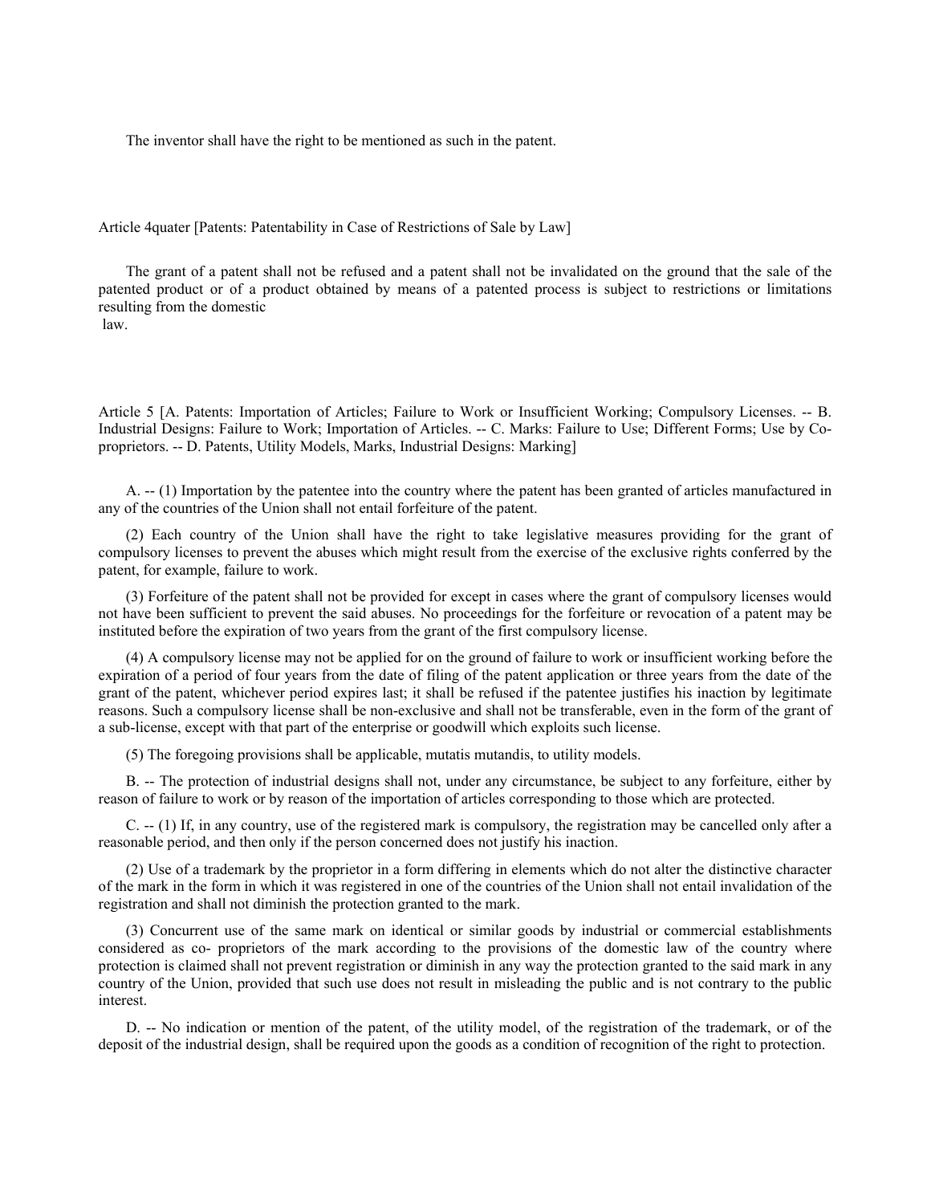The inventor shall have the right to be mentioned as such in the patent.

## Article 4quater [Patents: Patentability in Case of Restrictions of Sale by Law]

The grant of a patent shall not be refused and a patent shall not be invalidated on the ground that the sale of the patented product or of a product obtained by means of a patented process is subject to restrictions or limitations resulting from the domestic law.

## Article 5 [A. Patents: Importation of Articles; Failure to Work or Insufficient Working; Compulsory Licenses. -- B. Industrial Designs: Failure to Work; Importation of Articles. -- C. Marks: Failure to Use; Different Forms; Use by Co-proprietors. -- D. Patents, Utility Models, Marks, Industrial Designs: Marking]

A. -- (1) Importation by the patentee into the country where the patent has been granted of articles manufactured in any of the countries of the Union shall not entail forfeiture of the patent.

(2) Each country of the Union shall have the right to take legislative measures providing for the grant of compulsory licenses to prevent the abuses which might result from the exercise of the exclusive rights conferred by the patent, for example, failure to work.

(3) Forfeiture of the patent shall not be provided for except in cases where the grant of compulsory licenses would not have been sufficient to prevent the said abuses. No proceedings for the forfeiture or revocation of a patent may be instituted before the expiration of two years from the grant of the first compulsory license.

(4) A compulsory license may not be applied for on the ground of failure to work or insufficient working before the expiration of a period of four years from the date of filing of the patent application or three years from the date of the grant of the patent, whichever period expires last; it shall be refused if the patentee justifies his inaction by legitimate reasons. Such a compulsory license shall be non-exclusive and shall not be transferable, even in the form of the grant of a sub-license, except with that part of the enterprise or goodwill which exploits such license.

(5) The foregoing provisions shall be applicable, mutatis mutandis, to utility models.

B. -- The protection of industrial designs shall not, under any circumstance, be subject to any forfeiture, either by reason of failure to work or by reason of the importation of articles corresponding to those which are protected.

C. -- (1) If, in any country, use of the registered mark is compulsory, the registration may be cancelled only after a reasonable period, and then only if the person concerned does not justify his inaction.

(2) Use of a trademark by the proprietor in a form differing in elements which do not alter the distinctive character of the mark in the form in which it was registered in one of the countries of the Union shall not entail invalidation of the registration and shall not diminish the protection granted to the mark.

(3) Concurrent use of the same mark on identical or similar goods by industrial or commercial establishments considered as co- proprietors of the mark according to the provisions of the domestic law of the country where protection is claimed shall not prevent registration or diminish in any way the protection granted to the said mark in any country of the Union, provided that such use does not result in misleading the public and is not contrary to the public interest.

D. -- No indication or mention of the patent, of the utility model, of the registration of the trademark, or of the deposit of the industrial design, shall be required upon the goods as a condition of recognition of the right to protection.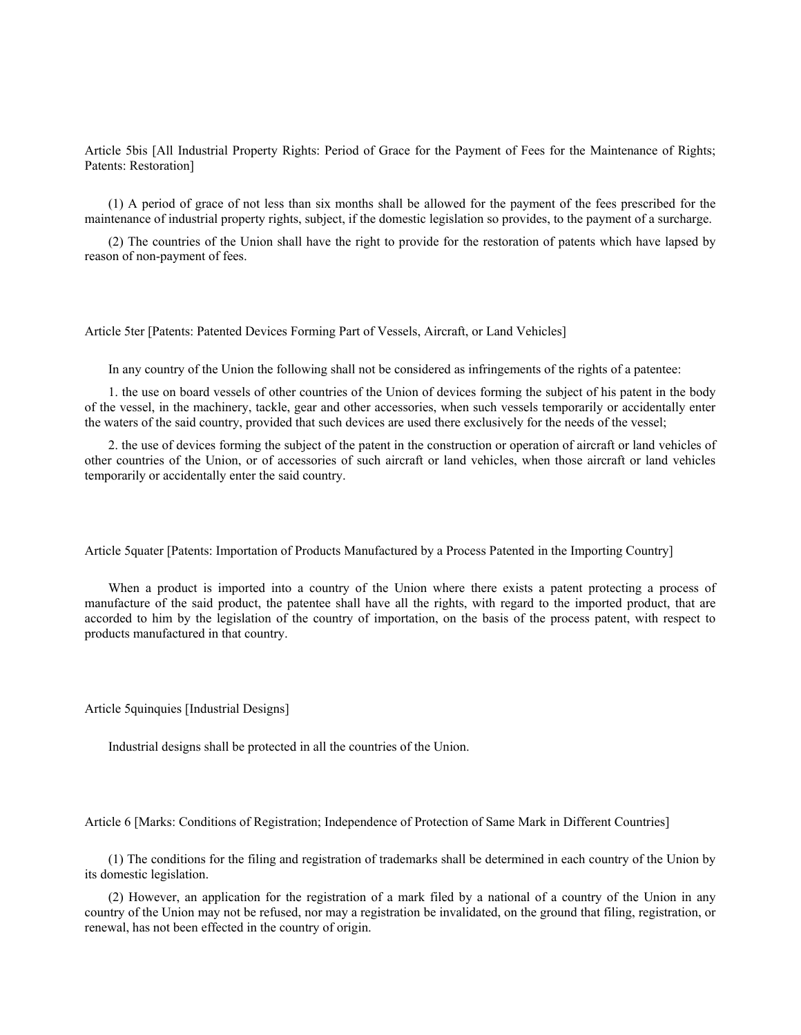Article 5bis [All Industrial Property Rights: Period of Grace for the Payment of Fees for the Maintenance of Rights; Patents: Restoration]

(1) A period of grace of not less than six months shall be allowed for the payment of the fees prescribed for the maintenance of industrial property rights, subject, if the domestic legislation so provides, to the payment of a surcharge.

(2) The countries of the Union shall have the right to provide for the restoration of patents which have lapsed by reason of non-payment of fees.

Article 5ter [Patents: Patented Devices Forming Part of Vessels, Aircraft, or Land Vehicles]

In any country of the Union the following shall not be considered as infringements of the rights of a patentee:

1. the use on board vessels of other countries of the Union of devices forming the subject of his patent in the body of the vessel, in the machinery, tackle, gear and other accessories, when such vessels temporarily or accidentally enter the waters of the said country, provided that such devices are used there exclusively for the needs of the vessel;

2. the use of devices forming the subject of the patent in the construction or operation of aircraft or land vehicles of other countries of the Union, or of accessories of such aircraft or land vehicles, when those aircraft or land vehicles temporarily or accidentally enter the said country.

Article 5quater [Patents: Importation of Products Manufactured by a Process Patented in the Importing Country]

When a product is imported into a country of the Union where there exists a patent protecting a process of manufacture of the said product, the patentee shall have all the rights, with regard to the imported product, that are accorded to him by the legislation of the country of importation, on the basis of the process patent, with respect to products manufactured in that country.

Article 5quinquies [Industrial Designs]

Industrial designs shall be protected in all the countries of the Union.

Article 6 [Marks: Conditions of Registration; Independence of Protection of Same Mark in Different Countries]

(1) The conditions for the filing and registration of trademarks shall be determined in each country of the Union by its domestic legislation.

(2) However, an application for the registration of a mark filed by a national of a country of the Union in any country of the Union may not be refused, nor may a registration be invalidated, on the ground that filing, registration, or renewal, has not been effected in the country of origin.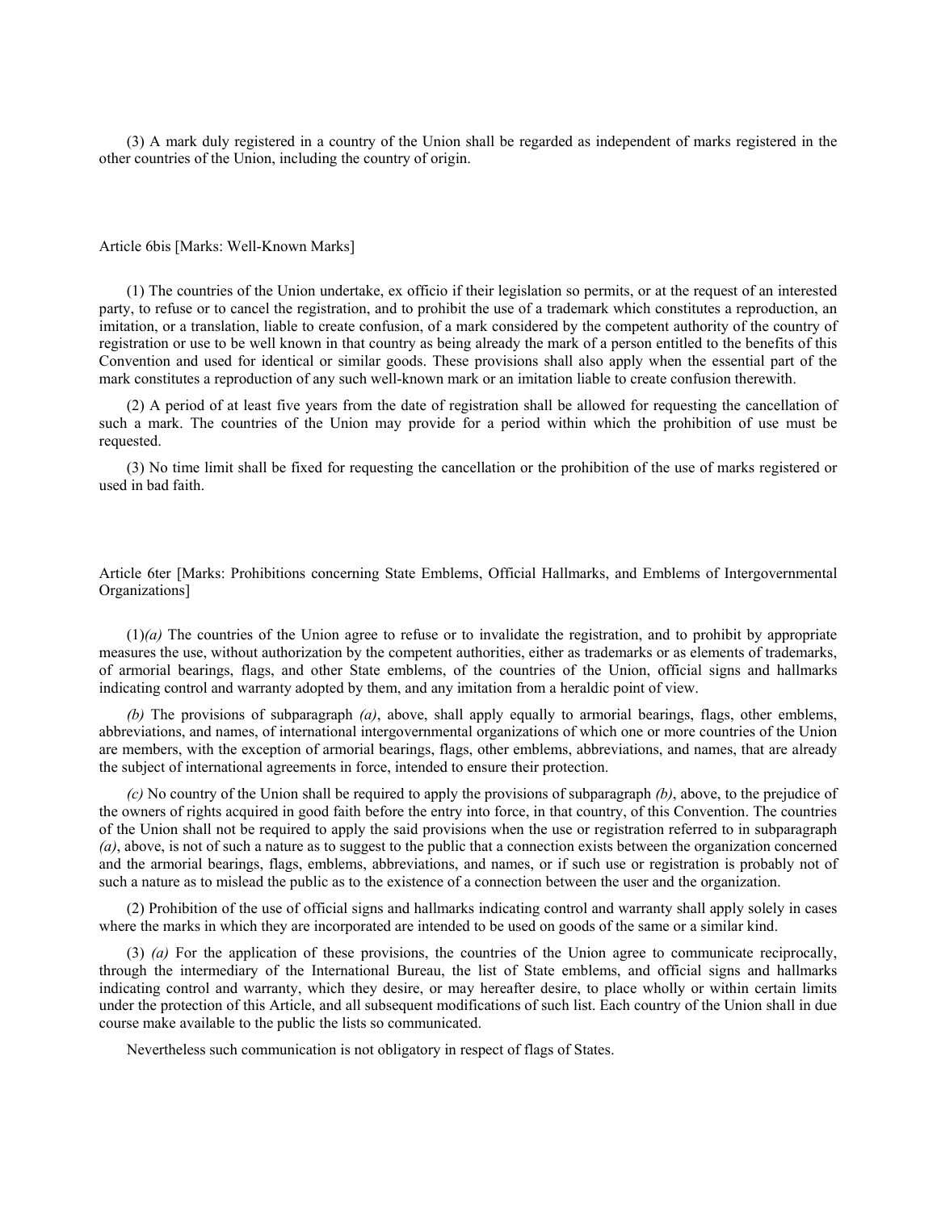(3) A mark duly registered in a country of the Union shall be regarded as independent of marks registered in the other countries of the Union, including the country of origin.

Article 6bis [Marks: Well-Known Marks]

(1) The countries of the Union undertake, ex officio if their legislation so permits, or at the request of an interested party, to refuse or to cancel the registration, and to prohibit the use of a trademark which constitutes a reproduction, an imitation, or a translation, liable to create confusion, of a mark considered by the competent authority of the country of registration or use to be well known in that country as being already the mark of a person entitled to the benefits of this Convention and used for identical or similar goods. These provisions shall also apply when the essential part of the mark constitutes a reproduction of any such well-known mark or an imitation liable to create confusion therewith.

(2) A period of at least five years from the date of registration shall be allowed for requesting the cancellation of such a mark. The countries of the Union may provide for a period within which the prohibition of use must be requested.

(3) No time limit shall be fixed for requesting the cancellation or the prohibition of the use of marks registered or used in bad faith.

Article 6ter [Marks: Prohibitions concerning State Emblems, Official Hallmarks, and Emblems of Intergovernmental Organizations]

(1)*(a)* The countries of the Union agree to refuse or to invalidate the registration, and to prohibit by appropriate measures the use, without authorization by the competent authorities, either as trademarks or as elements of trademarks, of armorial bearings, flags, and other State emblems, of the countries of the Union, official signs and hallmarks indicating control and warranty adopted by them, and any imitation from a heraldic point of view.

*(b)* The provisions of subparagraph *(a)*, above, shall apply equally to armorial bearings, flags, other emblems, abbreviations, and names, of international intergovernmental organizations of which one or more countries of the Union are members, with the exception of armorial bearings, flags, other emblems, abbreviations, and names, that are already the subject of international agreements in force, intended to ensure their protection.

*(c)* No country of the Union shall be required to apply the provisions of subparagraph *(b)*, above, to the prejudice of the owners of rights acquired in good faith before the entry into force, in that country, of this Convention. The countries of the Union shall not be required to apply the said provisions when the use or registration referred to in subparagraph *(a)*, above, is not of such a nature as to suggest to the public that a connection exists between the organization concerned and the armorial bearings, flags, emblems, abbreviations, and names, or if such use or registration is probably not of such a nature as to mislead the public as to the existence of a connection between the user and the organization.

(2) Prohibition of the use of official signs and hallmarks indicating control and warranty shall apply solely in cases where the marks in which they are incorporated are intended to be used on goods of the same or a similar kind.

(3) *(a)* For the application of these provisions, the countries of the Union agree to communicate reciprocally, through the intermediary of the International Bureau, the list of State emblems, and official signs and hallmarks indicating control and warranty, which they desire, or may hereafter desire, to place wholly or within certain limits under the protection of this Article, and all subsequent modifications of such list. Each country of the Union shall in due course make available to the public the lists so communicated.

Nevertheless such communication is not obligatory in respect of flags of States.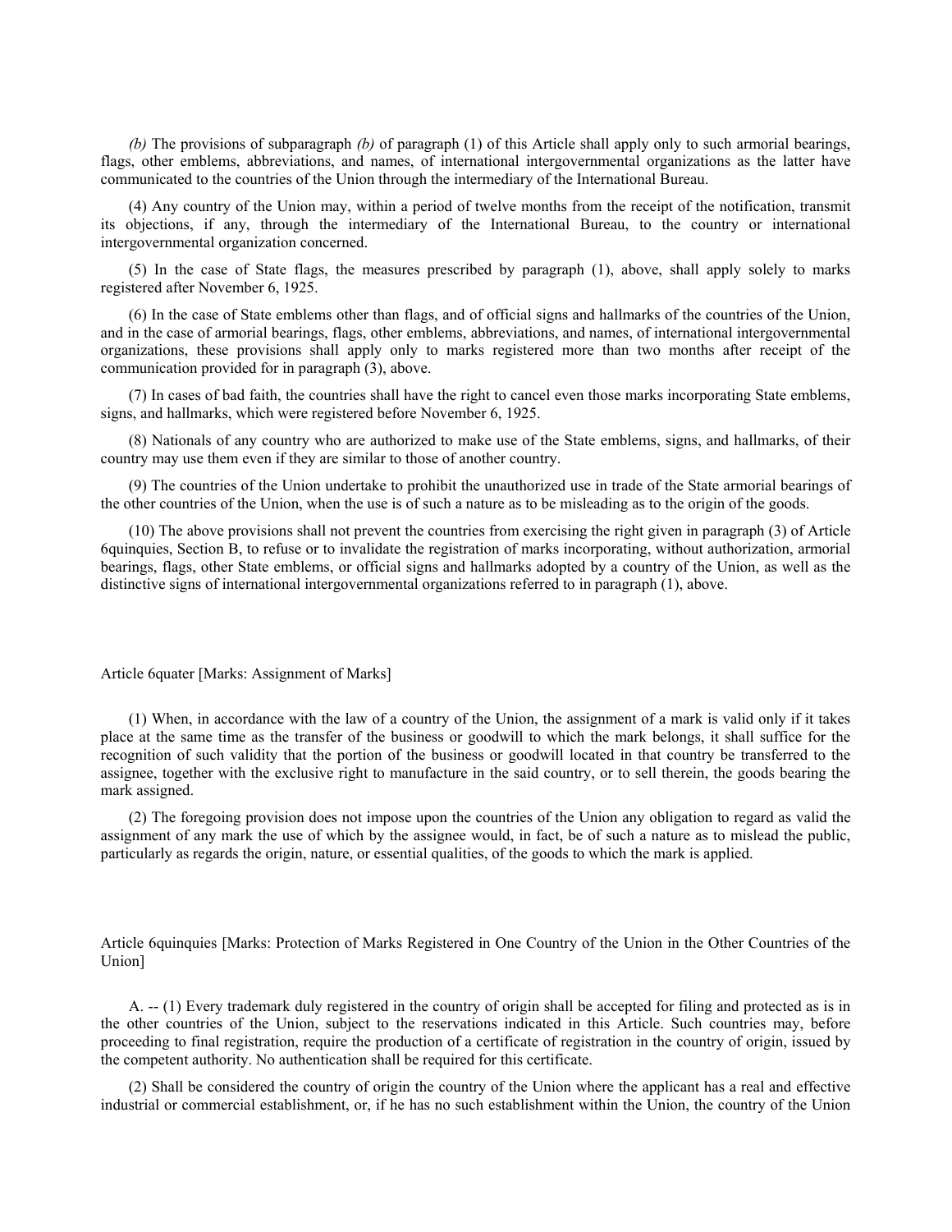*(b)* The provisions of subparagraph *(b)* of paragraph (1) of this Article shall apply only to such armorial bearings, flags, other emblems, abbreviations, and names, of international intergovernmental organizations as the latter have communicated to the countries of the Union through the intermediary of the International Bureau.

(4) Any country of the Union may, within a period of twelve months from the receipt of the notification, transmit its objections, if any, through the intermediary of the International Bureau, to the country or international intergovernmental organization concerned.

(5) In the case of State flags, the measures prescribed by paragraph (1), above, shall apply solely to marks registered after November 6, 1925.

(6) In the case of State emblems other than flags, and of official signs and hallmarks of the countries of the Union, and in the case of armorial bearings, flags, other emblems, abbreviations, and names, of international intergovernmental organizations, these provisions shall apply only to marks registered more than two months after receipt of the communication provided for in paragraph (3), above.

(7) In cases of bad faith, the countries shall have the right to cancel even those marks incorporating State emblems, signs, and hallmarks, which were registered before November 6, 1925.

(8) Nationals of any country who are authorized to make use of the State emblems, signs, and hallmarks, of their country may use them even if they are similar to those of another country.

(9) The countries of the Union undertake to prohibit the unauthorized use in trade of the State armorial bearings of the other countries of the Union, when the use is of such a nature as to be misleading as to the origin of the goods.

(10) The above provisions shall not prevent the countries from exercising the right given in paragraph (3) of Article 6quinquies, Section B, to refuse or to invalidate the registration of marks incorporating, without authorization, armorial bearings, flags, other State emblems, or official signs and hallmarks adopted by a country of the Union, as well as the distinctive signs of international intergovernmental organizations referred to in paragraph (1), above.

## Article 6quater [Marks: Assignment of Marks]

(1) When, in accordance with the law of a country of the Union, the assignment of a mark is valid only if it takes place at the same time as the transfer of the business or goodwill to which the mark belongs, it shall suffice for the recognition of such validity that the portion of the business or goodwill located in that country be transferred to the assignee, together with the exclusive right to manufacture in the said country, or to sell therein, the goods bearing the mark assigned.

(2) The foregoing provision does not impose upon the countries of the Union any obligation to regard as valid the assignment of any mark the use of which by the assignee would, in fact, be of such a nature as to mislead the public, particularly as regards the origin, nature, or essential qualities, of the goods to which the mark is applied.

## Article 6quinquies [Marks: Protection of Marks Registered in One Country of the Union in the Other Countries of the Union]

A. -- (1) Every trademark duly registered in the country of origin shall be accepted for filing and protected as is in the other countries of the Union, subject to the reservations indicated in this Article. Such countries may, before proceeding to final registration, require the production of a certificate of registration in the country of origin, issued by the competent authority. No authentication shall be required for this certificate.

(2) Shall be considered the country of origin the country of the Union where the applicant has a real and effective industrial or commercial establishment, or, if he has no such establishment within the Union, the country of the Union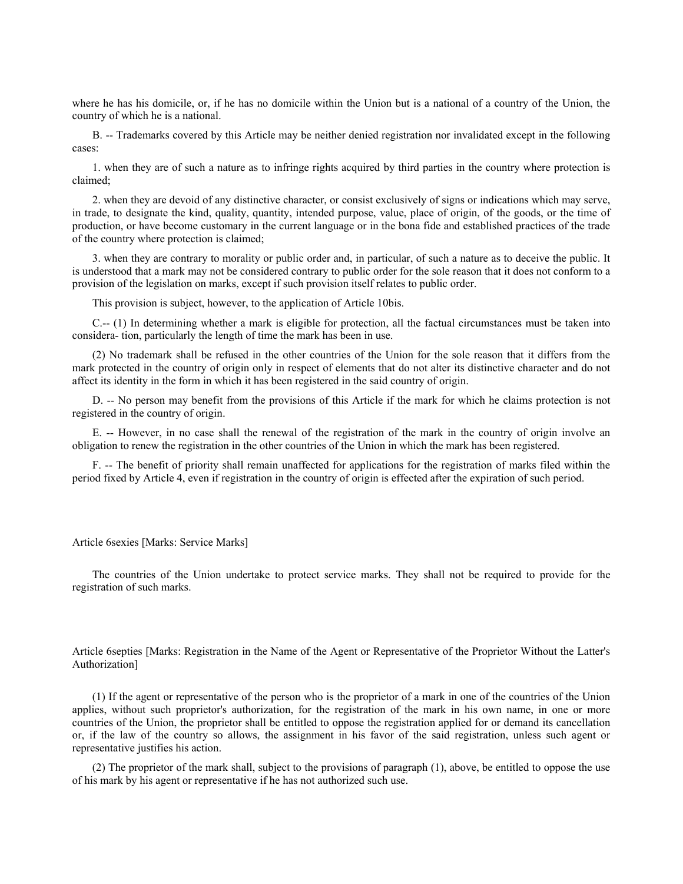where he has his domicile, or, if he has no domicile within the Union but is a national of a country of the Union, the country of which he is a national.

B. -- Trademarks covered by this Article may be neither denied registration nor invalidated except in the following cases:

1. when they are of such a nature as to infringe rights acquired by third parties in the country where protection is claimed;

2. when they are devoid of any distinctive character, or consist exclusively of signs or indications which may serve, in trade, to designate the kind, quality, quantity, intended purpose, value, place of origin, of the goods, or the time of production, or have become customary in the current language or in the bona fide and established practices of the trade of the country where protection is claimed;

3. when they are contrary to morality or public order and, in particular, of such a nature as to deceive the public. It is understood that a mark may not be considered contrary to public order for the sole reason that it does not conform to a provision of the legislation on marks, except if such provision itself relates to public order.

This provision is subject, however, to the application of Article 10bis.

C.-- (1) In determining whether a mark is eligible for protection, all the factual circumstances must be taken into considera- tion, particularly the length of time the mark has been in use.

(2) No trademark shall be refused in the other countries of the Union for the sole reason that it differs from the mark protected in the country of origin only in respect of elements that do not alter its distinctive character and do not affect its identity in the form in which it has been registered in the said country of origin.

D. -- No person may benefit from the provisions of this Article if the mark for which he claims protection is not registered in the country of origin.

E. -- However, in no case shall the renewal of the registration of the mark in the country of origin involve an obligation to renew the registration in the other countries of the Union in which the mark has been registered.

F. -- The benefit of priority shall remain unaffected for applications for the registration of marks filed within the period fixed by Article 4, even if registration in the country of origin is effected after the expiration of such period.

## Article 6sexies [Marks: Service Marks]

The countries of the Union undertake to protect service marks. They shall not be required to provide for the registration of such marks.

## Article 6septies [Marks: Registration in the Name of the Agent or Representative of the Proprietor Without the Latter's Authorization]

(1) If the agent or representative of the person who is the proprietor of a mark in one of the countries of the Union applies, without such proprietor's authorization, for the registration of the mark in his own name, in one or more countries of the Union, the proprietor shall be entitled to oppose the registration applied for or demand its cancellation or, if the law of the country so allows, the assignment in his favor of the said registration, unless such agent or representative justifies his action.

(2) The proprietor of the mark shall, subject to the provisions of paragraph (1), above, be entitled to oppose the use of his mark by his agent or representative if he has not authorized such use.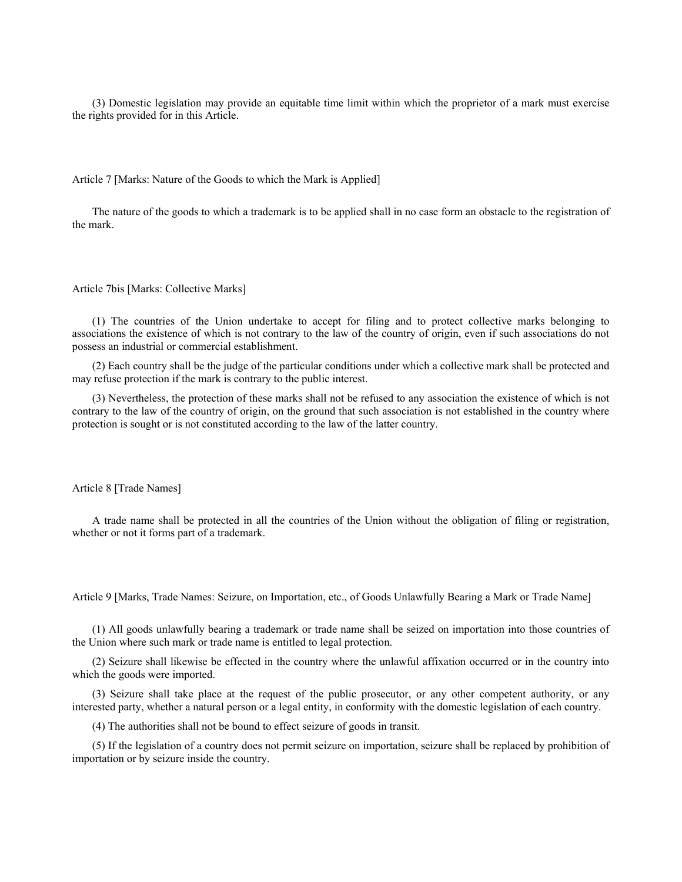(3) Domestic legislation may provide an equitable time limit within which the proprietor of a mark must exercise the rights provided for in this Article.

## Article 7 [Marks: Nature of the Goods to which the Mark is Applied]

The nature of the goods to which a trademark is to be applied shall in no case form an obstacle to the registration of the mark.

## Article 7bis [Marks: Collective Marks]

(1) The countries of the Union undertake to accept for filing and to protect collective marks belonging to associations the existence of which is not contrary to the law of the country of origin, even if such associations do not possess an industrial or commercial establishment.

(2) Each country shall be the judge of the particular conditions under which a collective mark shall be protected and may refuse protection if the mark is contrary to the public interest.

(3) Nevertheless, the protection of these marks shall not be refused to any association the existence of which is not contrary to the law of the country of origin, on the ground that such association is not established in the country where protection is sought or is not constituted according to the law of the latter country.

## Article 8 [Trade Names]

A trade name shall be protected in all the countries of the Union without the obligation of filing or registration, whether or not it forms part of a trademark.

## Article 9 [Marks, Trade Names: Seizure, on Importation, etc., of Goods Unlawfully Bearing a Mark or Trade Name]

(1) All goods unlawfully bearing a trademark or trade name shall be seized on importation into those countries of the Union where such mark or trade name is entitled to legal protection.

(2) Seizure shall likewise be effected in the country where the unlawful affixation occurred or in the country into which the goods were imported.

(3) Seizure shall take place at the request of the public prosecutor, or any other competent authority, or any interested party, whether a natural person or a legal entity, in conformity with the domestic legislation of each country.

(4) The authorities shall not be bound to effect seizure of goods in transit.

(5) If the legislation of a country does not permit seizure on importation, seizure shall be replaced by prohibition of importation or by seizure inside the country.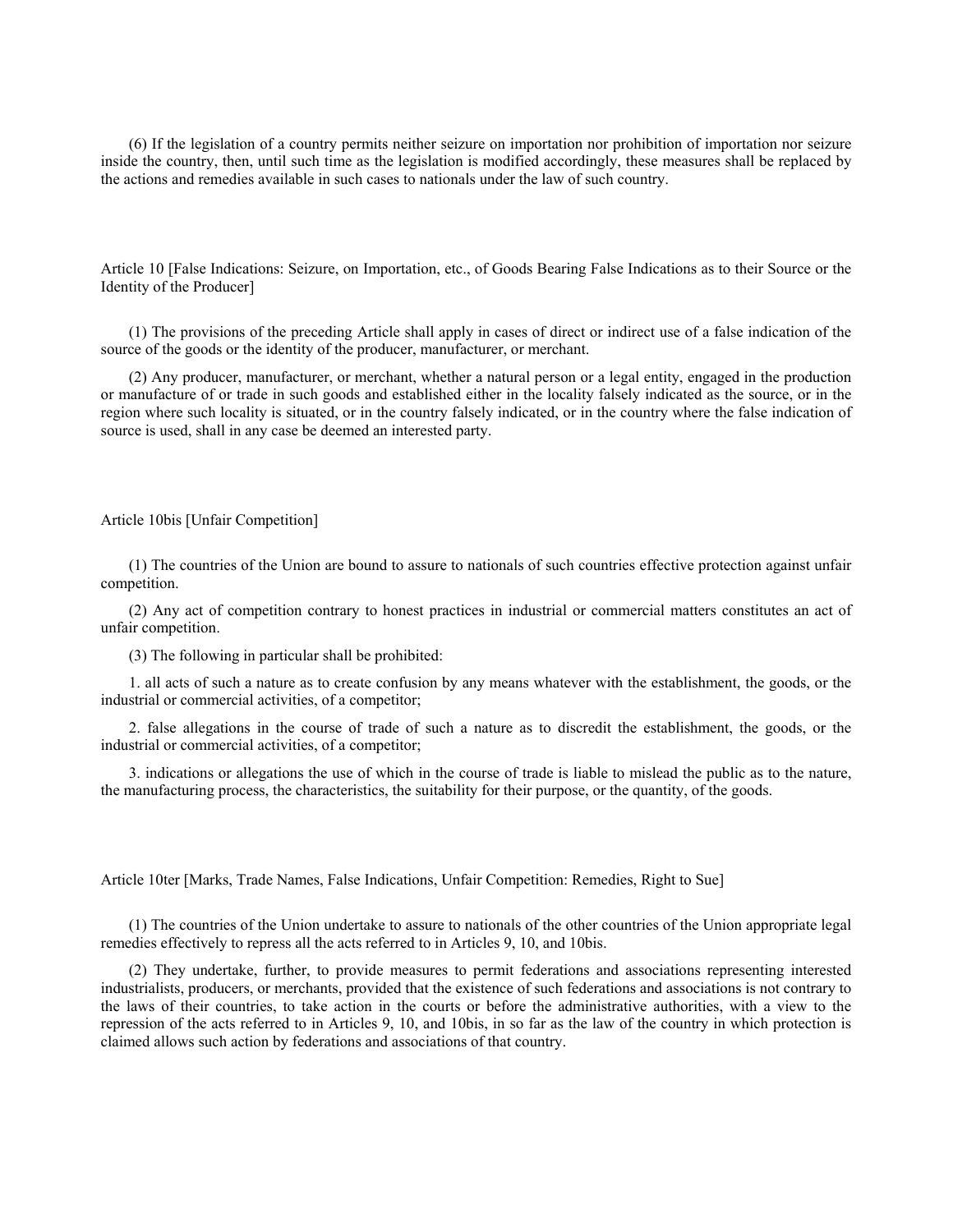(6) If the legislation of a country permits neither seizure on importation nor prohibition of importation nor seizure inside the country, then, until such time as the legislation is modified accordingly, these measures shall be replaced by the actions and remedies available in such cases to nationals under the law of such country.

## Article 10 [False Indications: Seizure, on Importation, etc., of Goods Bearing False Indications as to their Source or the Identity of the Producer]

(1) The provisions of the preceding Article shall apply in cases of direct or indirect use of a false indication of the source of the goods or the identity of the producer, manufacturer, or merchant.

(2) Any producer, manufacturer, or merchant, whether a natural person or a legal entity, engaged in the production or manufacture of or trade in such goods and established either in the locality falsely indicated as the source, or in the region where such locality is situated, or in the country falsely indicated, or in the country where the false indication of source is used, shall in any case be deemed an interested party.

## Article 10bis [Unfair Competition]

(1) The countries of the Union are bound to assure to nationals of such countries effective protection against unfair competition.

(2) Any act of competition contrary to honest practices in industrial or commercial matters constitutes an act of unfair competition.

(3) The following in particular shall be prohibited:

1. all acts of such a nature as to create confusion by any means whatever with the establishment, the goods, or the industrial or commercial activities, of a competitor;

2. false allegations in the course of trade of such a nature as to discredit the establishment, the goods, or the industrial or commercial activities, of a competitor;

3. indications or allegations the use of which in the course of trade is liable to mislead the public as to the nature, the manufacturing process, the characteristics, the suitability for their purpose, or the quantity, of the goods.

## Article 10ter [Marks, Trade Names, False Indications, Unfair Competition: Remedies, Right to Sue]

(1) The countries of the Union undertake to assure to nationals of the other countries of the Union appropriate legal remedies effectively to repress all the acts referred to in Articles 9, 10, and 10bis.

(2) They undertake, further, to provide measures to permit federations and associations representing interested industrialists, producers, or merchants, provided that the existence of such federations and associations is not contrary to the laws of their countries, to take action in the courts or before the administrative authorities, with a view to the repression of the acts referred to in Articles 9, 10, and 10bis, in so far as the law of the country in which protection is claimed allows such action by federations and associations of that country.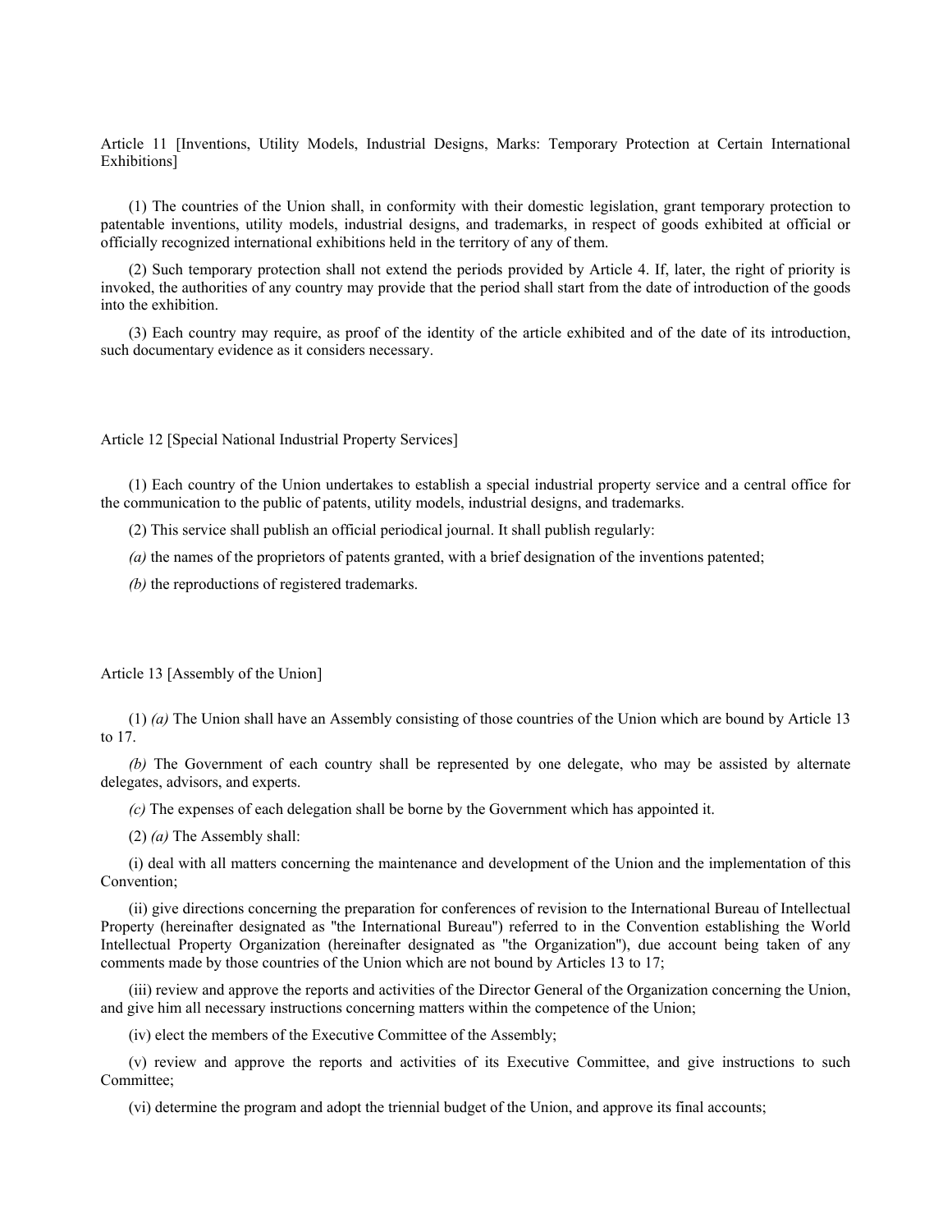Article 11 [Inventions, Utility Models, Industrial Designs, Marks: Temporary Protection at Certain International Exhibitions]

(1) The countries of the Union shall, in conformity with their domestic legislation, grant temporary protection to patentable inventions, utility models, industrial designs, and trademarks, in respect of goods exhibited at official or officially recognized international exhibitions held in the territory of any of them.

(2) Such temporary protection shall not extend the periods provided by Article 4. If, later, the right of priority is invoked, the authorities of any country may provide that the period shall start from the date of introduction of the goods into the exhibition.

(3) Each country may require, as proof of the identity of the article exhibited and of the date of its introduction, such documentary evidence as it considers necessary.

Article 12 [Special National Industrial Property Services]

(1) Each country of the Union undertakes to establish a special industrial property service and a central office for the communication to the public of patents, utility models, industrial designs, and trademarks.

(2) This service shall publish an official periodical journal. It shall publish regularly:

*(a)* the names of the proprietors of patents granted, with a brief designation of the inventions patented;

*(b)* the reproductions of registered trademarks.

Article 13 [Assembly of the Union]

(1) *(a)* The Union shall have an Assembly consisting of those countries of the Union which are bound by Article 13 to 17.

*(b)* The Government of each country shall be represented by one delegate, who may be assisted by alternate delegates, advisors, and experts.

*(c)* The expenses of each delegation shall be borne by the Government which has appointed it.

(2) *(a)* The Assembly shall:

(i) deal with all matters concerning the maintenance and development of the Union and the implementation of this Convention;

(ii) give directions concerning the preparation for conferences of revision to the International Bureau of Intellectual Property (hereinafter designated as "the International Bureau") referred to in the Convention establishing the World Intellectual Property Organization (hereinafter designated as "the Organization"), due account being taken of any comments made by those countries of the Union which are not bound by Articles 13 to 17;

(iii) review and approve the reports and activities of the Director General of the Organization concerning the Union, and give him all necessary instructions concerning matters within the competence of the Union;

(iv) elect the members of the Executive Committee of the Assembly;

(v) review and approve the reports and activities of its Executive Committee, and give instructions to such Committee;

(vi) determine the program and adopt the triennial budget of the Union, and approve its final accounts;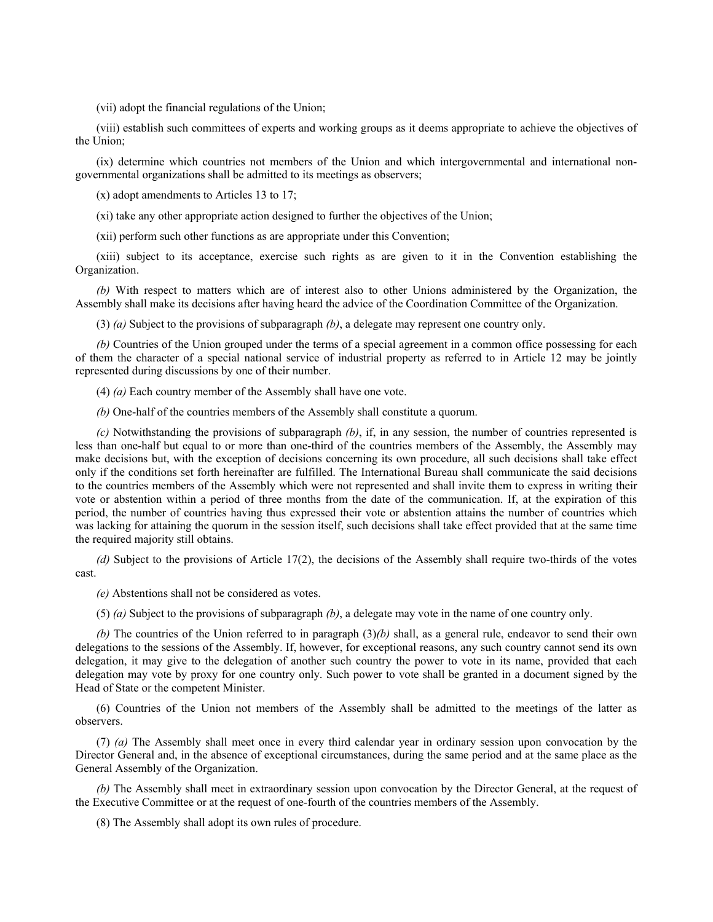(vii) adopt the financial regulations of the Union;

(viii) establish such committees of experts and working groups as it deems appropriate to achieve the objectives of the Union;

(ix) determine which countries not members of the Union and which intergovernmental and international non-governmental organizations shall be admitted to its meetings as observers;

(x) adopt amendments to Articles 13 to 17;

(xi) take any other appropriate action designed to further the objectives of the Union;

(xii) perform such other functions as are appropriate under this Convention;

(xiii) subject to its acceptance, exercise such rights as are given to it in the Convention establishing the Organization.

*(b)* With respect to matters which are of interest also to other Unions administered by the Organization, the Assembly shall make its decisions after having heard the advice of the Coordination Committee of the Organization.

(3) *(a)* Subject to the provisions of subparagraph *(b)*, a delegate may represent one country only.

*(b)* Countries of the Union grouped under the terms of a special agreement in a common office possessing for each of them the character of a special national service of industrial property as referred to in Article 12 may be jointly represented during discussions by one of their number.

(4) *(a)* Each country member of the Assembly shall have one vote.

*(b)* One-half of the countries members of the Assembly shall constitute a quorum.

*(c)* Notwithstanding the provisions of subparagraph *(b)*, if, in any session, the number of countries represented is less than one-half but equal to or more than one-third of the countries members of the Assembly, the Assembly may make decisions but, with the exception of decisions concerning its own procedure, all such decisions shall take effect only if the conditions set forth hereinafter are fulfilled. The International Bureau shall communicate the said decisions to the countries members of the Assembly which were not represented and shall invite them to express in writing their vote or abstention within a period of three months from the date of the communication. If, at the expiration of this period, the number of countries having thus expressed their vote or abstention attains the number of countries which was lacking for attaining the quorum in the session itself, such decisions shall take effect provided that at the same time the required majority still obtains.

*(d)* Subject to the provisions of Article 17(2), the decisions of the Assembly shall require two-thirds of the votes cast.

*(e)* Abstentions shall not be considered as votes.

(5) *(a)* Subject to the provisions of subparagraph *(b)*, a delegate may vote in the name of one country only.

*(b)* The countries of the Union referred to in paragraph (3)*(b)* shall, as a general rule, endeavor to send their own delegations to the sessions of the Assembly. If, however, for exceptional reasons, any such country cannot send its own delegation, it may give to the delegation of another such country the power to vote in its name, provided that each delegation may vote by proxy for one country only. Such power to vote shall be granted in a document signed by the Head of State or the competent Minister.

(6) Countries of the Union not members of the Assembly shall be admitted to the meetings of the latter as observers.

(7) *(a)* The Assembly shall meet once in every third calendar year in ordinary session upon convocation by the Director General and, in the absence of exceptional circumstances, during the same period and at the same place as the General Assembly of the Organization.

*(b)* The Assembly shall meet in extraordinary session upon convocation by the Director General, at the request of the Executive Committee or at the request of one-fourth of the countries members of the Assembly.

(8) The Assembly shall adopt its own rules of procedure.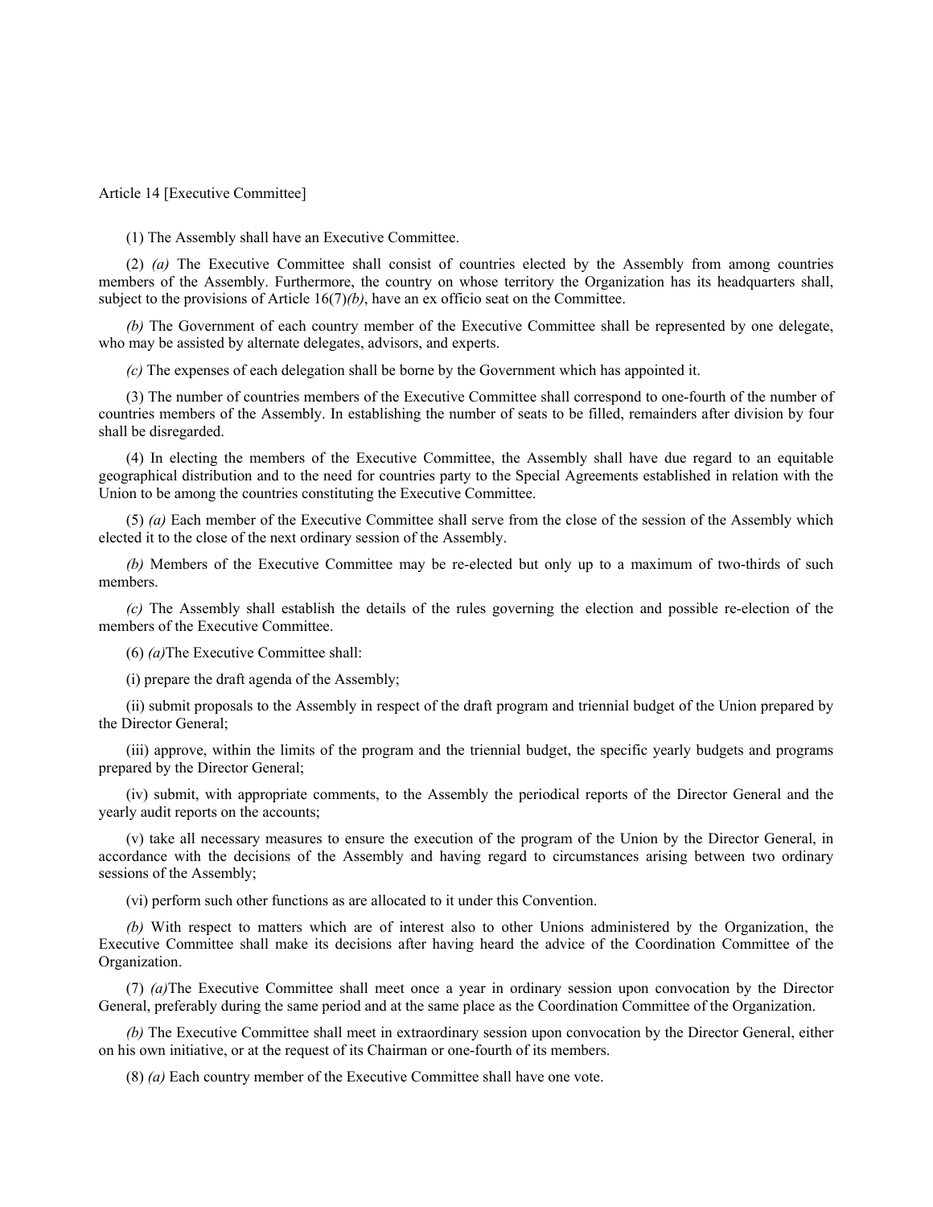Article 14 [Executive Committee]

(1) The Assembly shall have an Executive Committee.

(2) *(a)* The Executive Committee shall consist of countries elected by the Assembly from among countries members of the Assembly. Furthermore, the country on whose territory the Organization has its headquarters shall, subject to the provisions of Article 16(7)*(b)*, have an ex officio seat on the Committee.

*(b)* The Government of each country member of the Executive Committee shall be represented by one delegate, who may be assisted by alternate delegates, advisors, and experts.

*(c)* The expenses of each delegation shall be borne by the Government which has appointed it.

(3) The number of countries members of the Executive Committee shall correspond to one-fourth of the number of countries members of the Assembly. In establishing the number of seats to be filled, remainders after division by four shall be disregarded.

(4) In electing the members of the Executive Committee, the Assembly shall have due regard to an equitable geographical distribution and to the need for countries party to the Special Agreements established in relation with the Union to be among the countries constituting the Executive Committee.

(5) *(a)* Each member of the Executive Committee shall serve from the close of the session of the Assembly which elected it to the close of the next ordinary session of the Assembly.

*(b)* Members of the Executive Committee may be re-elected but only up to a maximum of two-thirds of such members.

*(c)* The Assembly shall establish the details of the rules governing the election and possible re-election of the members of the Executive Committee.

(6) *(a)*The Executive Committee shall:

(i) prepare the draft agenda of the Assembly;

(ii) submit proposals to the Assembly in respect of the draft program and triennial budget of the Union prepared by the Director General;

(iii) approve, within the limits of the program and the triennial budget, the specific yearly budgets and programs prepared by the Director General;

(iv) submit, with appropriate comments, to the Assembly the periodical reports of the Director General and the yearly audit reports on the accounts;

(v) take all necessary measures to ensure the execution of the program of the Union by the Director General, in accordance with the decisions of the Assembly and having regard to circumstances arising between two ordinary sessions of the Assembly;

(vi) perform such other functions as are allocated to it under this Convention.

*(b)* With respect to matters which are of interest also to other Unions administered by the Organization, the Executive Committee shall make its decisions after having heard the advice of the Coordination Committee of the Organization.

(7) *(a)*The Executive Committee shall meet once a year in ordinary session upon convocation by the Director General, preferably during the same period and at the same place as the Coordination Committee of the Organization.

*(b)* The Executive Committee shall meet in extraordinary session upon convocation by the Director General, either on his own initiative, or at the request of its Chairman or one-fourth of its members.

(8) *(a)* Each country member of the Executive Committee shall have one vote.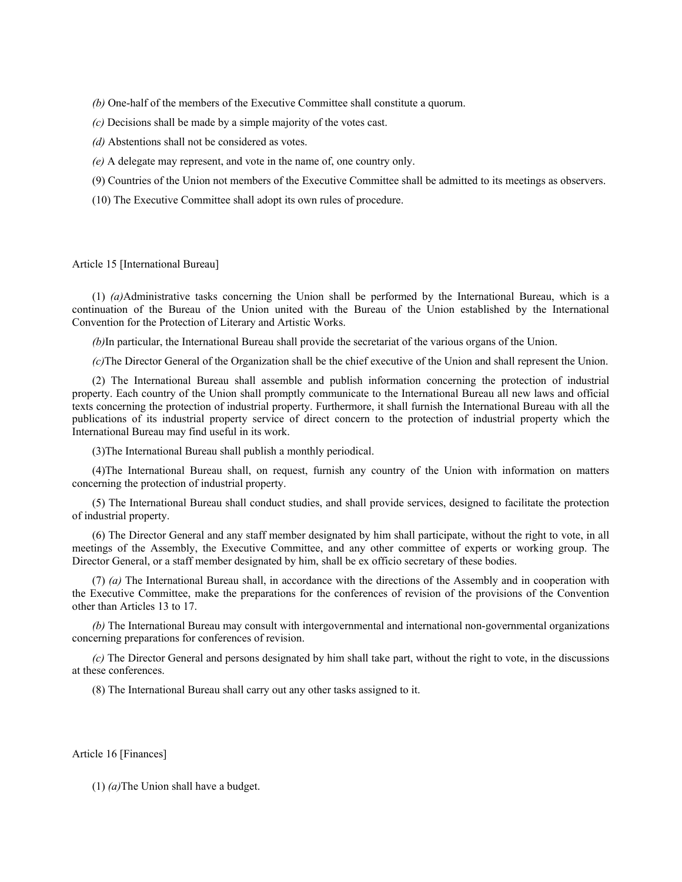*(b)* One-half of the members of the Executive Committee shall constitute a quorum.

*(c)* Decisions shall be made by a simple majority of the votes cast.

*(d)* Abstentions shall not be considered as votes.

*(e)* A delegate may represent, and vote in the name of, one country only.

(9) Countries of the Union not members of the Executive Committee shall be admitted to its meetings as observers.

(10) The Executive Committee shall adopt its own rules of procedure.

Article 15 [International Bureau]

(1) *(a)*Administrative tasks concerning the Union shall be performed by the International Bureau, which is a continuation of the Bureau of the Union united with the Bureau of the Union established by the International Convention for the Protection of Literary and Artistic Works.

*(b)*In particular, the International Bureau shall provide the secretariat of the various organs of the Union.

*(c)*The Director General of the Organization shall be the chief executive of the Union and shall represent the Union.

(2) The International Bureau shall assemble and publish information concerning the protection of industrial property. Each country of the Union shall promptly communicate to the International Bureau all new laws and official texts concerning the protection of industrial property. Furthermore, it shall furnish the International Bureau with all the publications of its industrial property service of direct concern to the protection of industrial property which the International Bureau may find useful in its work.

(3)The International Bureau shall publish a monthly periodical.

(4)The International Bureau shall, on request, furnish any country of the Union with information on matters concerning the protection of industrial property.

(5) The International Bureau shall conduct studies, and shall provide services, designed to facilitate the protection of industrial property.

(6) The Director General and any staff member designated by him shall participate, without the right to vote, in all meetings of the Assembly, the Executive Committee, and any other committee of experts or working group. The Director General, or a staff member designated by him, shall be ex officio secretary of these bodies.

(7) *(a)* The International Bureau shall, in accordance with the directions of the Assembly and in cooperation with the Executive Committee, make the preparations for the conferences of revision of the provisions of the Convention other than Articles 13 to 17.

*(b)* The International Bureau may consult with intergovernmental and international non-governmental organizations concerning preparations for conferences of revision.

*(c)* The Director General and persons designated by him shall take part, without the right to vote, in the discussions at these conferences.

(8) The International Bureau shall carry out any other tasks assigned to it.

Article 16 [Finances]

(1) *(a)*The Union shall have a budget.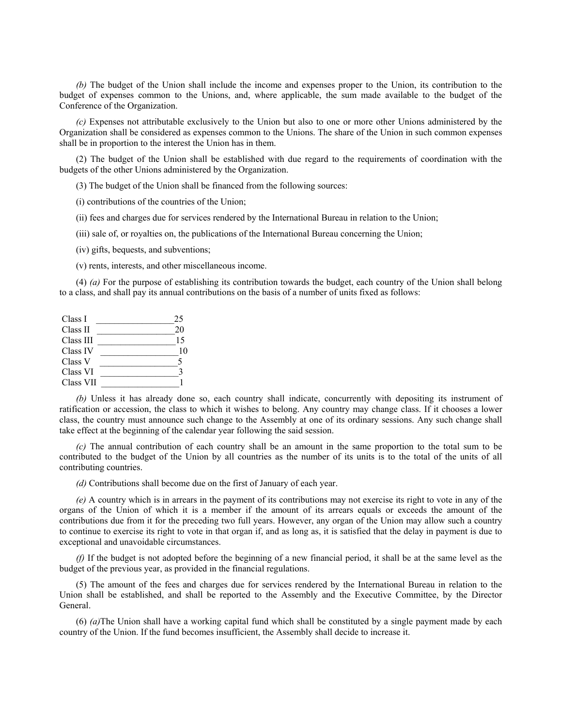*(b)* The budget of the Union shall include the income and expenses proper to the Union, its contribution to the budget of expenses common to the Unions, and, where applicable, the sum made available to the budget of the Conference of the Organization.

*(c)* Expenses not attributable exclusively to the Union but also to one or more other Unions administered by the Organization shall be considered as expenses common to the Unions. The share of the Union in such common expenses shall be in proportion to the interest the Union has in them.

(2) The budget of the Union shall be established with due regard to the requirements of coordination with the budgets of the other Unions administered by the Organization.

(3) The budget of the Union shall be financed from the following sources:

(i) contributions of the countries of the Union;

(ii) fees and charges due for services rendered by the International Bureau in relation to the Union;

(iii) sale of, or royalties on, the publications of the International Bureau concerning the Union;

(iv) gifts, bequests, and subventions;

(v) rents, interests, and other miscellaneous income.

(4) *(a)* For the purpose of establishing its contribution towards the budget, each country of the Union shall belong to a class, and shall pay its annual contributions on the basis of a number of units fixed as follows:

| Class | Units |
|---|---|
| Class I | 25 |
| Class II | 20 |
| Class III | 15 |
| Class IV | 10 |
| Class V | 5 |
| Class VI | 3 |
| Class VII | 1 |

*(b)* Unless it has already done so, each country shall indicate, concurrently with depositing its instrument of ratification or accession, the class to which it wishes to belong. Any country may change class. If it chooses a lower class, the country must announce such change to the Assembly at one of its ordinary sessions. Any such change shall take effect at the beginning of the calendar year following the said session.

*(c)* The annual contribution of each country shall be an amount in the same proportion to the total sum to be contributed to the budget of the Union by all countries as the number of its units is to the total of the units of all contributing countries.

*(d)* Contributions shall become due on the first of January of each year.

*(e)* A country which is in arrears in the payment of its contributions may not exercise its right to vote in any of the organs of the Union of which it is a member if the amount of its arrears equals or exceeds the amount of the contributions due from it for the preceding two full years. However, any organ of the Union may allow such a country to continue to exercise its right to vote in that organ if, and as long as, it is satisfied that the delay in payment is due to exceptional and unavoidable circumstances.

*(f)* If the budget is not adopted before the beginning of a new financial period, it shall be at the same level as the budget of the previous year, as provided in the financial regulations.

(5) The amount of the fees and charges due for services rendered by the International Bureau in relation to the Union shall be established, and shall be reported to the Assembly and the Executive Committee, by the Director General.

(6) *(a)*The Union shall have a working capital fund which shall be constituted by a single payment made by each country of the Union. If the fund becomes insufficient, the Assembly shall decide to increase it.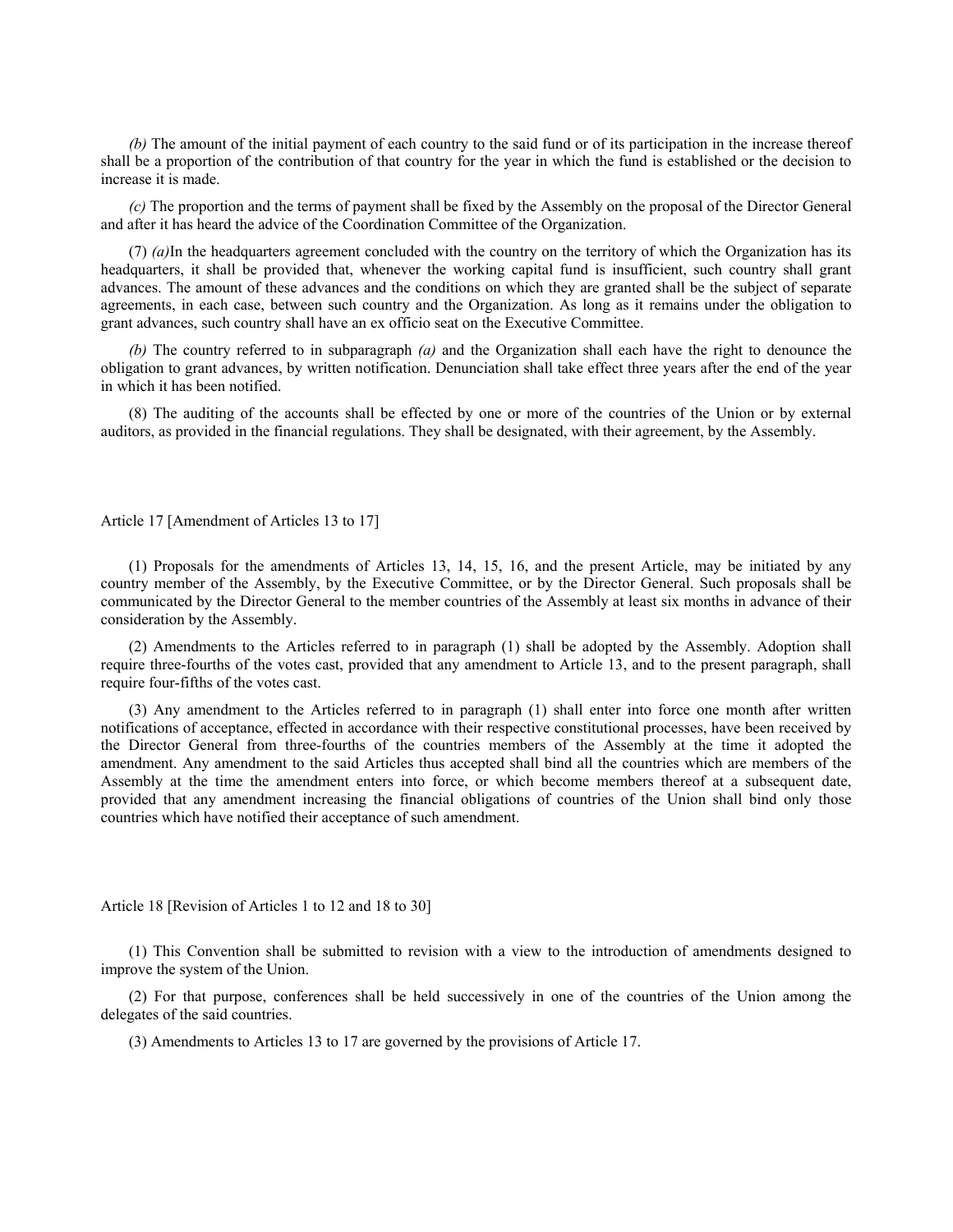*(b)* The amount of the initial payment of each country to the said fund or of its participation in the increase thereof shall be a proportion of the contribution of that country for the year in which the fund is established or the decision to increase it is made.

*(c)* The proportion and the terms of payment shall be fixed by the Assembly on the proposal of the Director General and after it has heard the advice of the Coordination Committee of the Organization.

(7) *(a)*In the headquarters agreement concluded with the country on the territory of which the Organization has its headquarters, it shall be provided that, whenever the working capital fund is insufficient, such country shall grant advances. The amount of these advances and the conditions on which they are granted shall be the subject of separate agreements, in each case, between such country and the Organization. As long as it remains under the obligation to grant advances, such country shall have an ex officio seat on the Executive Committee.

*(b)* The country referred to in subparagraph *(a)* and the Organization shall each have the right to denounce the obligation to grant advances, by written notification. Denunciation shall take effect three years after the end of the year in which it has been notified.

(8) The auditing of the accounts shall be effected by one or more of the countries of the Union or by external auditors, as provided in the financial regulations. They shall be designated, with their agreement, by the Assembly.

Article 17 [Amendment of Articles 13 to 17]

(1) Proposals for the amendments of Articles 13, 14, 15, 16, and the present Article, may be initiated by any country member of the Assembly, by the Executive Committee, or by the Director General. Such proposals shall be communicated by the Director General to the member countries of the Assembly at least six months in advance of their consideration by the Assembly.

(2) Amendments to the Articles referred to in paragraph (1) shall be adopted by the Assembly. Adoption shall require three-fourths of the votes cast, provided that any amendment to Article 13, and to the present paragraph, shall require four-fifths of the votes cast.

(3) Any amendment to the Articles referred to in paragraph (1) shall enter into force one month after written notifications of acceptance, effected in accordance with their respective constitutional processes, have been received by the Director General from three-fourths of the countries members of the Assembly at the time it adopted the amendment. Any amendment to the said Articles thus accepted shall bind all the countries which are members of the Assembly at the time the amendment enters into force, or which become members thereof at a subsequent date, provided that any amendment increasing the financial obligations of countries of the Union shall bind only those countries which have notified their acceptance of such amendment.

Article 18 [Revision of Articles 1 to 12 and 18 to 30]

(1) This Convention shall be submitted to revision with a view to the introduction of amendments designed to improve the system of the Union.

(2) For that purpose, conferences shall be held successively in one of the countries of the Union among the delegates of the said countries.

(3) Amendments to Articles 13 to 17 are governed by the provisions of Article 17.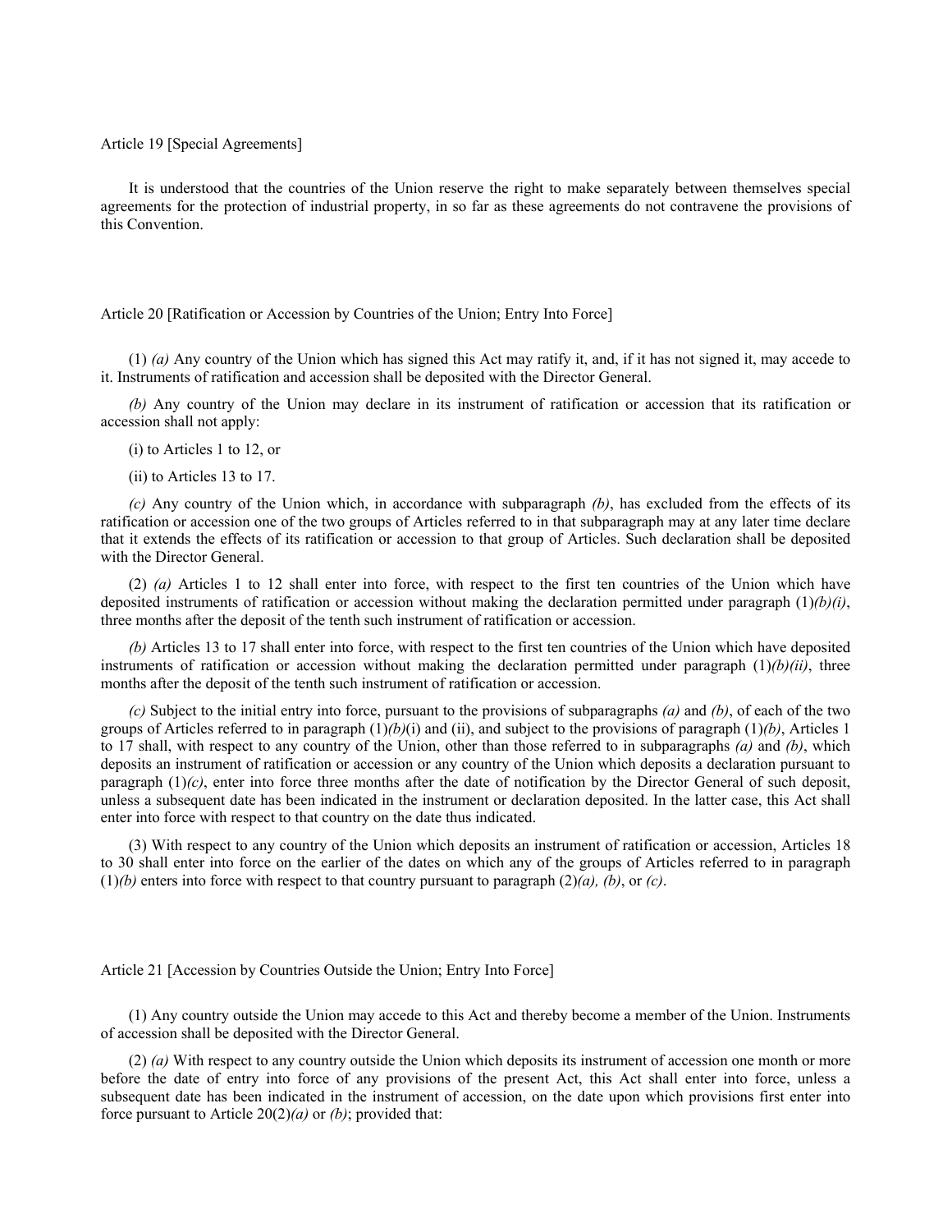Article 19 [Special Agreements]

It is understood that the countries of the Union reserve the right to make separately between themselves special agreements for the protection of industrial property, in so far as these agreements do not contravene the provisions of this Convention.

Article 20 [Ratification or Accession by Countries of the Union; Entry Into Force]

(1) *(a)* Any country of the Union which has signed this Act may ratify it, and, if it has not signed it, may accede to it. Instruments of ratification and accession shall be deposited with the Director General.

*(b)* Any country of the Union may declare in its instrument of ratification or accession that its ratification or accession shall not apply:

(i) to Articles 1 to 12, or

(ii) to Articles 13 to 17.

*(c)* Any country of the Union which, in accordance with subparagraph *(b)*, has excluded from the effects of its ratification or accession one of the two groups of Articles referred to in that subparagraph may at any later time declare that it extends the effects of its ratification or accession to that group of Articles. Such declaration shall be deposited with the Director General.

(2) *(a)* Articles 1 to 12 shall enter into force, with respect to the first ten countries of the Union which have deposited instruments of ratification or accession without making the declaration permitted under paragraph (1)*(b)(i)*, three months after the deposit of the tenth such instrument of ratification or accession.

*(b)* Articles 13 to 17 shall enter into force, with respect to the first ten countries of the Union which have deposited instruments of ratification or accession without making the declaration permitted under paragraph (1)*(b)(ii)*, three months after the deposit of the tenth such instrument of ratification or accession.

*(c)* Subject to the initial entry into force, pursuant to the provisions of subparagraphs *(a)* and *(b)*, of each of the two groups of Articles referred to in paragraph (1)*(b)*(i) and (ii), and subject to the provisions of paragraph (1)*(b)*, Articles 1 to 17 shall, with respect to any country of the Union, other than those referred to in subparagraphs *(a)* and *(b)*, which deposits an instrument of ratification or accession or any country of the Union which deposits a declaration pursuant to paragraph (1)*(c)*, enter into force three months after the date of notification by the Director General of such deposit, unless a subsequent date has been indicated in the instrument or declaration deposited. In the latter case, this Act shall enter into force with respect to that country on the date thus indicated.

(3) With respect to any country of the Union which deposits an instrument of ratification or accession, Articles 18 to 30 shall enter into force on the earlier of the dates on which any of the groups of Articles referred to in paragraph (1)*(b)* enters into force with respect to that country pursuant to paragraph (2)*(a), (b)*, or *(c)*.

Article 21 [Accession by Countries Outside the Union; Entry Into Force]

(1) Any country outside the Union may accede to this Act and thereby become a member of the Union. Instruments of accession shall be deposited with the Director General.

(2) *(a)* With respect to any country outside the Union which deposits its instrument of accession one month or more before the date of entry into force of any provisions of the present Act, this Act shall enter into force, unless a subsequent date has been indicated in the instrument of accession, on the date upon which provisions first enter into force pursuant to Article 20(2)*(a)* or *(b)*; provided that: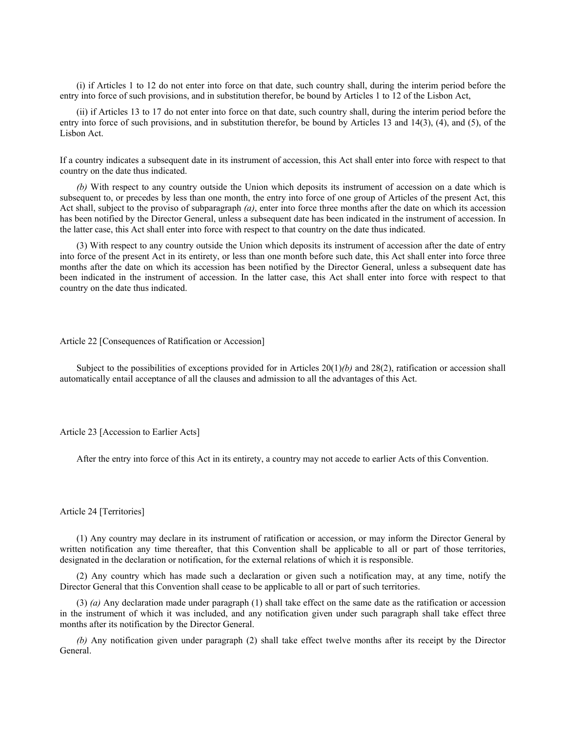(i) if Articles 1 to 12 do not enter into force on that date, such country shall, during the interim period before the entry into force of such provisions, and in substitution therefor, be bound by Articles 1 to 12 of the Lisbon Act,

(ii) if Articles 13 to 17 do not enter into force on that date, such country shall, during the interim period before the entry into force of such provisions, and in substitution therefor, be bound by Articles 13 and 14(3), (4), and (5), of the Lisbon Act.

If a country indicates a subsequent date in its instrument of accession, this Act shall enter into force with respect to that country on the date thus indicated.

*(b)* With respect to any country outside the Union which deposits its instrument of accession on a date which is subsequent to, or precedes by less than one month, the entry into force of one group of Articles of the present Act, this Act shall, subject to the proviso of subparagraph *(a)*, enter into force three months after the date on which its accession has been notified by the Director General, unless a subsequent date has been indicated in the instrument of accession. In the latter case, this Act shall enter into force with respect to that country on the date thus indicated.

(3) With respect to any country outside the Union which deposits its instrument of accession after the date of entry into force of the present Act in its entirety, or less than one month before such date, this Act shall enter into force three months after the date on which its accession has been notified by the Director General, unless a subsequent date has been indicated in the instrument of accession. In the latter case, this Act shall enter into force with respect to that country on the date thus indicated.

Article 22 [Consequences of Ratification or Accession]

Subject to the possibilities of exceptions provided for in Articles 20(1)*(b)* and 28(2), ratification or accession shall automatically entail acceptance of all the clauses and admission to all the advantages of this Act.

Article 23 [Accession to Earlier Acts]

After the entry into force of this Act in its entirety, a country may not accede to earlier Acts of this Convention.

Article 24 [Territories]

(1) Any country may declare in its instrument of ratification or accession, or may inform the Director General by written notification any time thereafter, that this Convention shall be applicable to all or part of those territories, designated in the declaration or notification, for the external relations of which it is responsible.

(2) Any country which has made such a declaration or given such a notification may, at any time, notify the Director General that this Convention shall cease to be applicable to all or part of such territories.

(3) *(a)* Any declaration made under paragraph (1) shall take effect on the same date as the ratification or accession in the instrument of which it was included, and any notification given under such paragraph shall take effect three months after its notification by the Director General.

*(b)* Any notification given under paragraph (2) shall take effect twelve months after its receipt by the Director General.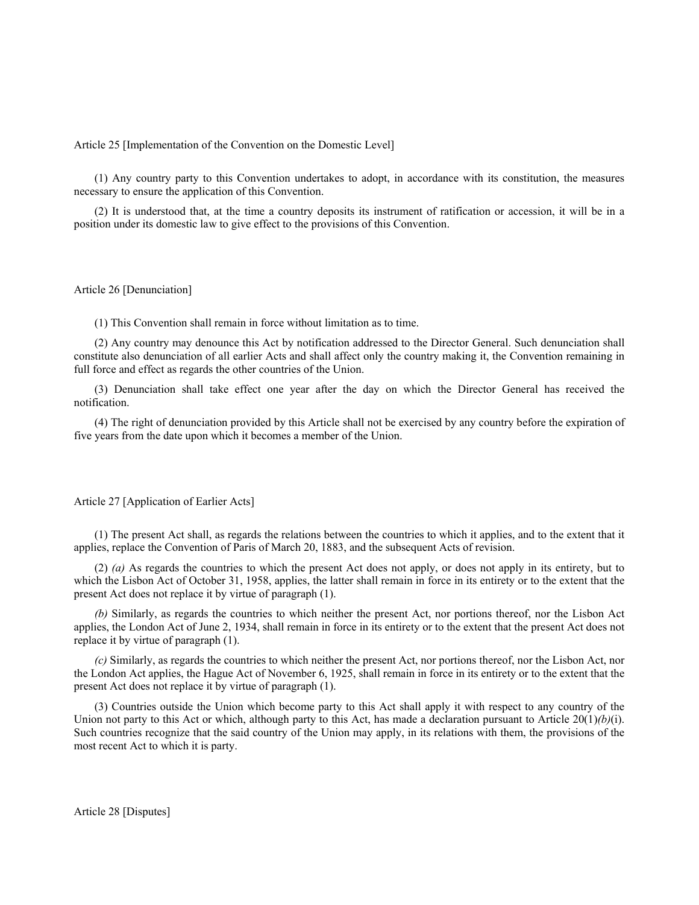Article 25 [Implementation of the Convention on the Domestic Level]

(1) Any country party to this Convention undertakes to adopt, in accordance with its constitution, the measures necessary to ensure the application of this Convention.

(2) It is understood that, at the time a country deposits its instrument of ratification or accession, it will be in a position under its domestic law to give effect to the provisions of this Convention.

Article 26 [Denunciation]

(1) This Convention shall remain in force without limitation as to time.

(2) Any country may denounce this Act by notification addressed to the Director General. Such denunciation shall constitute also denunciation of all earlier Acts and shall affect only the country making it, the Convention remaining in full force and effect as regards the other countries of the Union.

(3) Denunciation shall take effect one year after the day on which the Director General has received the notification.

(4) The right of denunciation provided by this Article shall not be exercised by any country before the expiration of five years from the date upon which it becomes a member of the Union.

Article 27 [Application of Earlier Acts]

(1) The present Act shall, as regards the relations between the countries to which it applies, and to the extent that it applies, replace the Convention of Paris of March 20, 1883, and the subsequent Acts of revision.

(2) *(a)* As regards the countries to which the present Act does not apply, or does not apply in its entirety, but to which the Lisbon Act of October 31, 1958, applies, the latter shall remain in force in its entirety or to the extent that the present Act does not replace it by virtue of paragraph (1).

*(b)* Similarly, as regards the countries to which neither the present Act, nor portions thereof, nor the Lisbon Act applies, the London Act of June 2, 1934, shall remain in force in its entirety or to the extent that the present Act does not replace it by virtue of paragraph (1).

*(c)* Similarly, as regards the countries to which neither the present Act, nor portions thereof, nor the Lisbon Act, nor the London Act applies, the Hague Act of November 6, 1925, shall remain in force in its entirety or to the extent that the present Act does not replace it by virtue of paragraph (1).

(3) Countries outside the Union which become party to this Act shall apply it with respect to any country of the Union not party to this Act or which, although party to this Act, has made a declaration pursuant to Article 20(1)*(b)*(i). Such countries recognize that the said country of the Union may apply, in its relations with them, the provisions of the most recent Act to which it is party.

Article 28 [Disputes]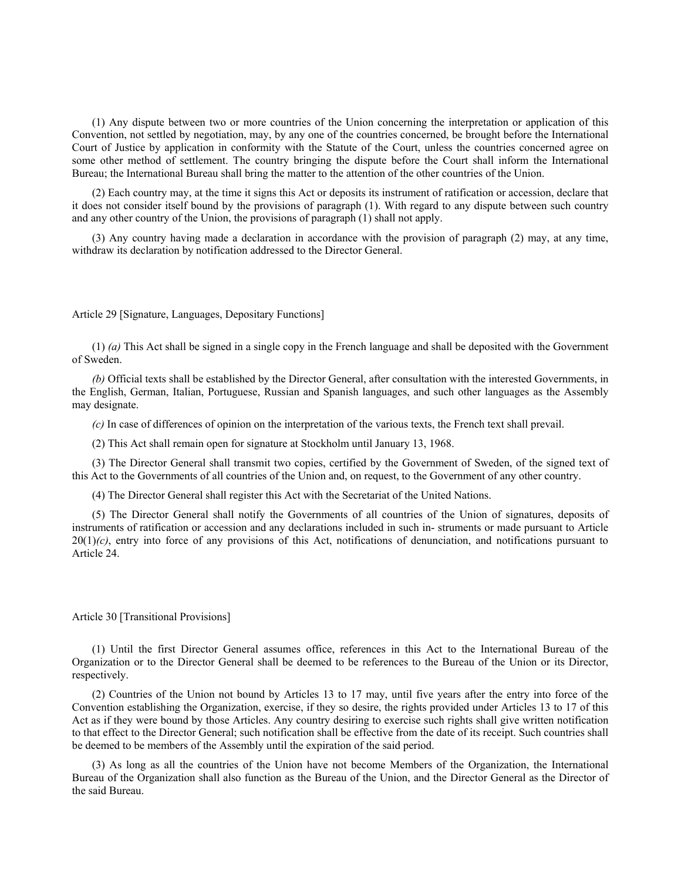(1) Any dispute between two or more countries of the Union concerning the interpretation or application of this Convention, not settled by negotiation, may, by any one of the countries concerned, be brought before the International Court of Justice by application in conformity with the Statute of the Court, unless the countries concerned agree on some other method of settlement. The country bringing the dispute before the Court shall inform the International Bureau; the International Bureau shall bring the matter to the attention of the other countries of the Union.

(2) Each country may, at the time it signs this Act or deposits its instrument of ratification or accession, declare that it does not consider itself bound by the provisions of paragraph (1). With regard to any dispute between such country and any other country of the Union, the provisions of paragraph (1) shall not apply.

(3) Any country having made a declaration in accordance with the provision of paragraph (2) may, at any time, withdraw its declaration by notification addressed to the Director General.

## Article 29 [Signature, Languages, Depositary Functions]

(1) *(a)* This Act shall be signed in a single copy in the French language and shall be deposited with the Government of Sweden.

*(b)* Official texts shall be established by the Director General, after consultation with the interested Governments, in the English, German, Italian, Portuguese, Russian and Spanish languages, and such other languages as the Assembly may designate.

*(c)* In case of differences of opinion on the interpretation of the various texts, the French text shall prevail.

(2) This Act shall remain open for signature at Stockholm until January 13, 1968.

(3) The Director General shall transmit two copies, certified by the Government of Sweden, of the signed text of this Act to the Governments of all countries of the Union and, on request, to the Government of any other country.

(4) The Director General shall register this Act with the Secretariat of the United Nations.

(5) The Director General shall notify the Governments of all countries of the Union of signatures, deposits of instruments of ratification or accession and any declarations included in such in- struments or made pursuant to Article 20(1)*(c)*, entry into force of any provisions of this Act, notifications of denunciation, and notifications pursuant to Article 24.

## Article 30 [Transitional Provisions]

(1) Until the first Director General assumes office, references in this Act to the International Bureau of the Organization or to the Director General shall be deemed to be references to the Bureau of the Union or its Director, respectively.

(2) Countries of the Union not bound by Articles 13 to 17 may, until five years after the entry into force of the Convention establishing the Organization, exercise, if they so desire, the rights provided under Articles 13 to 17 of this Act as if they were bound by those Articles. Any country desiring to exercise such rights shall give written notification to that effect to the Director General; such notification shall be effective from the date of its receipt. Such countries shall be deemed to be members of the Assembly until the expiration of the said period.

(3) As long as all the countries of the Union have not become Members of the Organization, the International Bureau of the Organization shall also function as the Bureau of the Union, and the Director General as the Director of the said Bureau.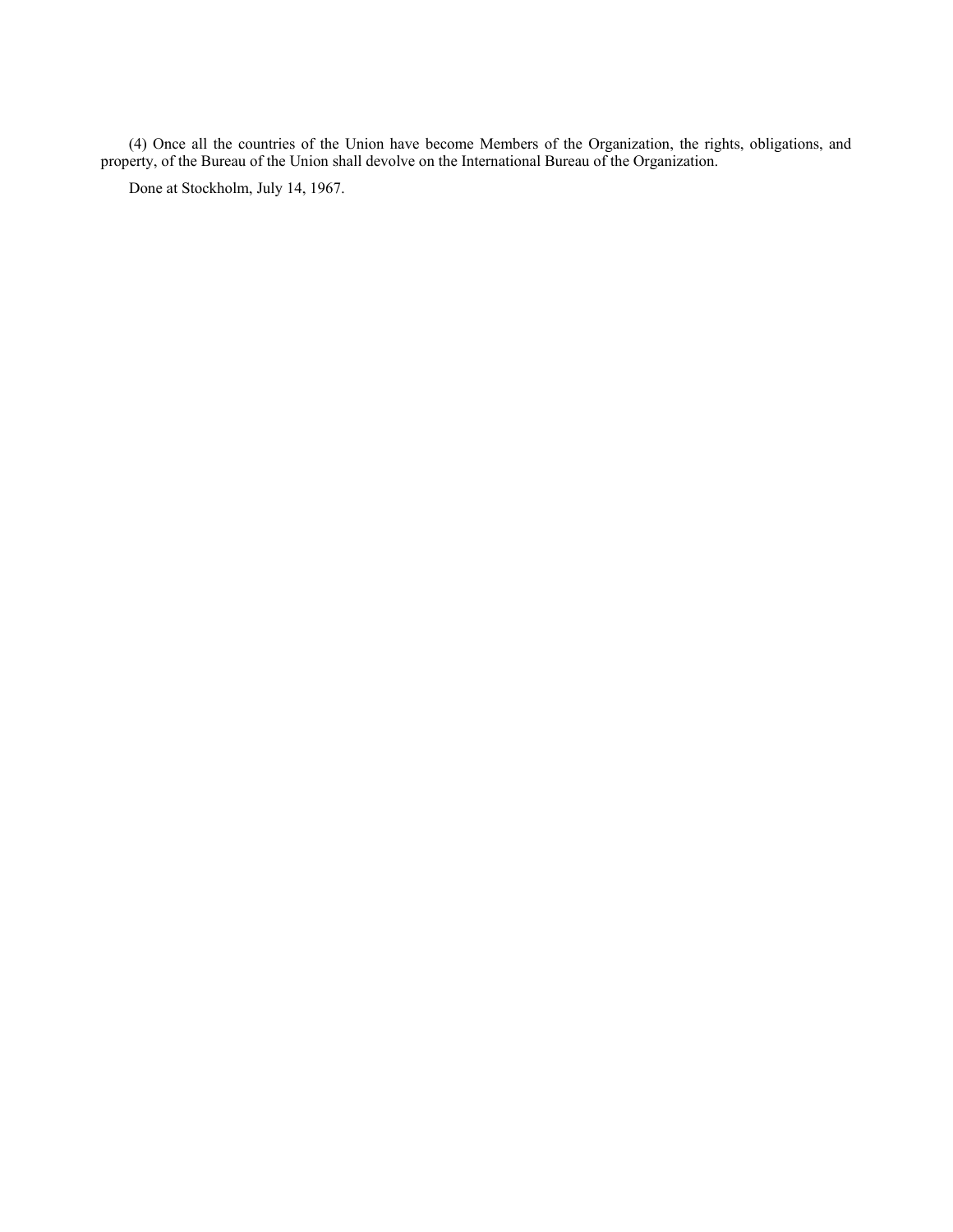(4) Once all the countries of the Union have become Members of the Organization, the rights, obligations, and property, of the Bureau of the Union shall devolve on the International Bureau of the Organization.

Done at Stockholm, July 14, 1967.